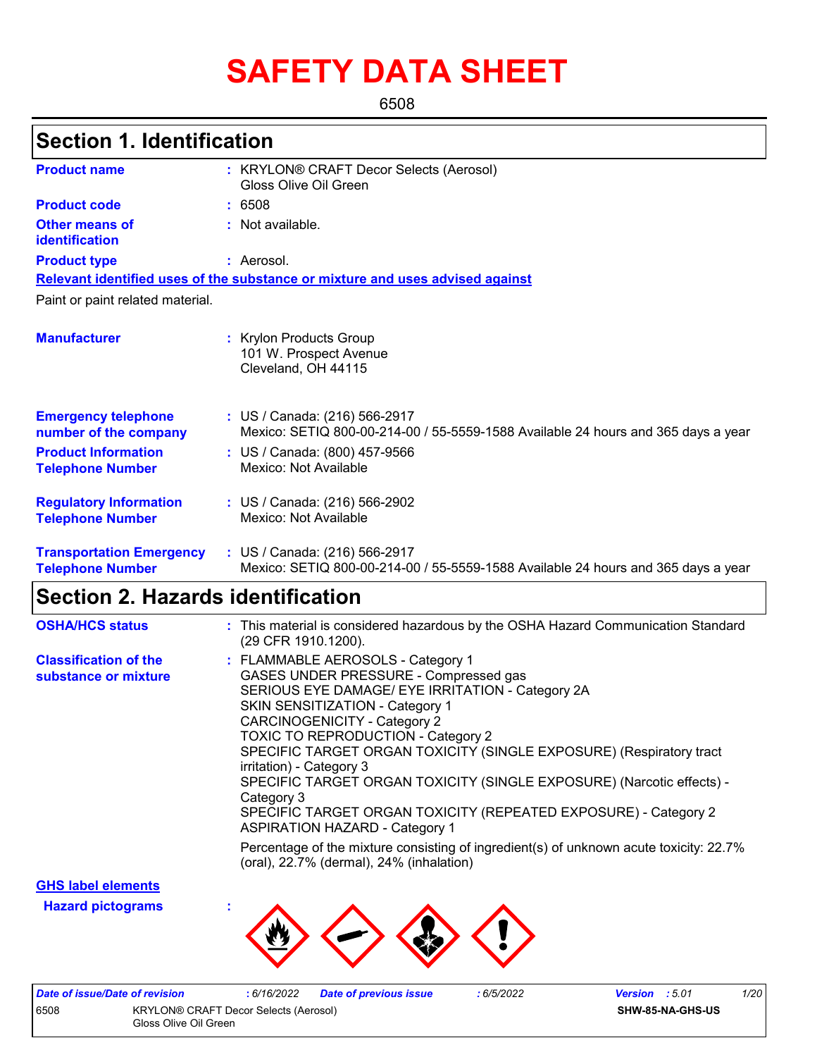# SAFETY DATA SHEET

6508

## Section 1. Identification

**Product name** : KRYLON® CRAFT Decor Selects (Aerosol) Gloss Olive Oil Green

**Product code** : 6508

**Other means of identification** : Not available.

**Product type** : Aerosol.

**Relevant identified uses of the substance or mixture and uses advised against**

Paint or paint related material.

**Manufacturer** : Krylon Products Group
101 W. Prospect Avenue
Cleveland, OH 44115

**Emergency telephone number of the company** : US / Canada: (216) 566-2917
Mexico: SETIQ 800-00-214-00 / 55-5559-1588 Available 24 hours and 365 days a year

**Product Information Telephone Number** : US / Canada: (800) 457-9566
Mexico: Not Available

**Regulatory Information Telephone Number** : US / Canada: (216) 566-2902
Mexico: Not Available

**Transportation Emergency Telephone Number** : US / Canada: (216) 566-2917
Mexico: SETIQ 800-00-214-00 / 55-5559-1588 Available 24 hours and 365 days a year

## Section 2. Hazards identification

**OSHA/HCS status** : This material is considered hazardous by the OSHA Hazard Communication Standard (29 CFR 1910.1200).

**Classification of the substance or mixture** : FLAMMABLE AEROSOLS - Category 1
GASES UNDER PRESSURE - Compressed gas
SERIOUS EYE DAMAGE/ EYE IRRITATION - Category 2A
SKIN SENSITIZATION - Category 1
CARCINOGENICITY - Category 2
TOXIC TO REPRODUCTION - Category 2
SPECIFIC TARGET ORGAN TOXICITY (SINGLE EXPOSURE) (Respiratory tract irritation) - Category 3
SPECIFIC TARGET ORGAN TOXICITY (SINGLE EXPOSURE) (Narcotic effects) - Category 3
SPECIFIC TARGET ORGAN TOXICITY (REPEATED EXPOSURE) - Category 2
ASPIRATION HAZARD - Category 1

Percentage of the mixture consisting of ingredient(s) of unknown acute toxicity: 22.7% (oral), 22.7% (dermal), 24% (inhalation)

**GHS label elements**

**Hazard pictograms** :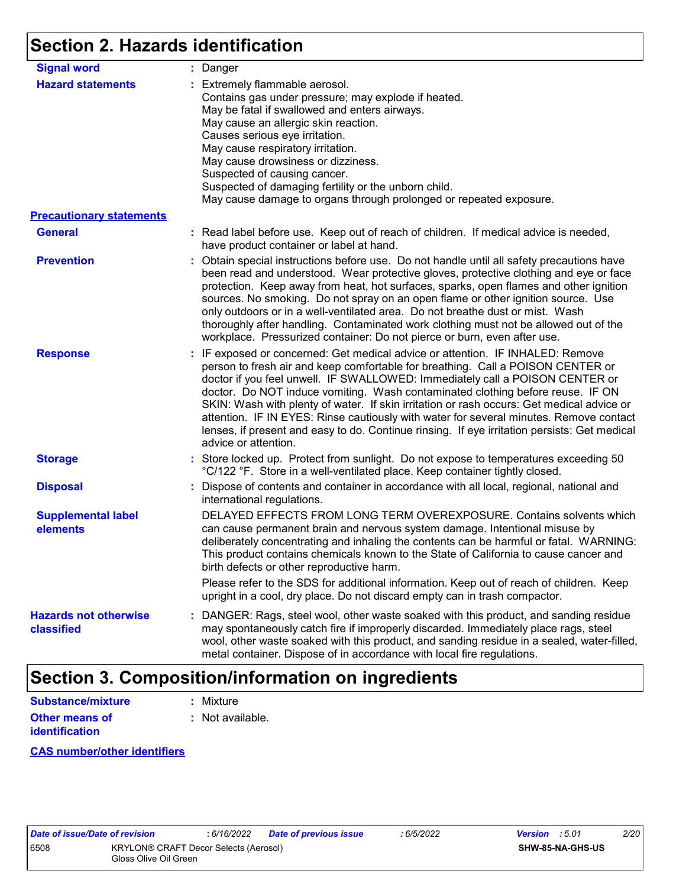## Section 2. Hazards identification

**Signal word** : Danger

**Hazard statements** : Extremely flammable aerosol.
Contains gas under pressure; may explode if heated.
May be fatal if swallowed and enters airways.
May cause an allergic skin reaction.
Causes serious eye irritation.
May cause respiratory irritation.
May cause drowsiness or dizziness.
Suspected of causing cancer.
Suspected of damaging fertility or the unborn child.
May cause damage to organs through prolonged or repeated exposure.

**Precautionary statements**

**General** : Read label before use. Keep out of reach of children. If medical advice is needed, have product container or label at hand.

**Prevention** : Obtain special instructions before use. Do not handle until all safety precautions have been read and understood. Wear protective gloves, protective clothing and eye or face protection. Keep away from heat, hot surfaces, sparks, open flames and other ignition sources. No smoking. Do not spray on an open flame or other ignition source. Use only outdoors or in a well-ventilated area. Do not breathe dust or mist. Wash thoroughly after handling. Contaminated work clothing must not be allowed out of the workplace. Pressurized container: Do not pierce or burn, even after use.

**Response** : IF exposed or concerned: Get medical advice or attention. IF INHALED: Remove person to fresh air and keep comfortable for breathing. Call a POISON CENTER or doctor if you feel unwell. IF SWALLOWED: Immediately call a POISON CENTER or doctor. Do NOT induce vomiting. Wash contaminated clothing before reuse. IF ON SKIN: Wash with plenty of water. If skin irritation or rash occurs: Get medical advice or attention. IF IN EYES: Rinse cautiously with water for several minutes. Remove contact lenses, if present and easy to do. Continue rinsing. If eye irritation persists: Get medical advice or attention.

**Storage** : Store locked up. Protect from sunlight. Do not expose to temperatures exceeding 50 °C/122 °F. Store in a well-ventilated place. Keep container tightly closed.

**Disposal** : Dispose of contents and container in accordance with all local, regional, national and international regulations.

**Supplemental label elements**
DELAYED EFFECTS FROM LONG TERM OVEREXPOSURE. Contains solvents which can cause permanent brain and nervous system damage. Intentional misuse by deliberately concentrating and inhaling the contents can be harmful or fatal. WARNING: This product contains chemicals known to the State of California to cause cancer and birth defects or other reproductive harm.

Please refer to the SDS for additional information. Keep out of reach of children. Keep upright in a cool, dry place. Do not discard empty can in trash compactor.

**Hazards not otherwise classified** : DANGER: Rags, steel wool, other waste soaked with this product, and sanding residue may spontaneously catch fire if improperly discarded. Immediately place rags, steel wool, other waste soaked with this product, and sanding residue in a sealed, water-filled, metal container. Dispose of in accordance with local fire regulations.

## Section 3. Composition/information on ingredients

**Substance/mixture** : Mixture

**Other means of identification** : Not available.

**CAS number/other identifiers**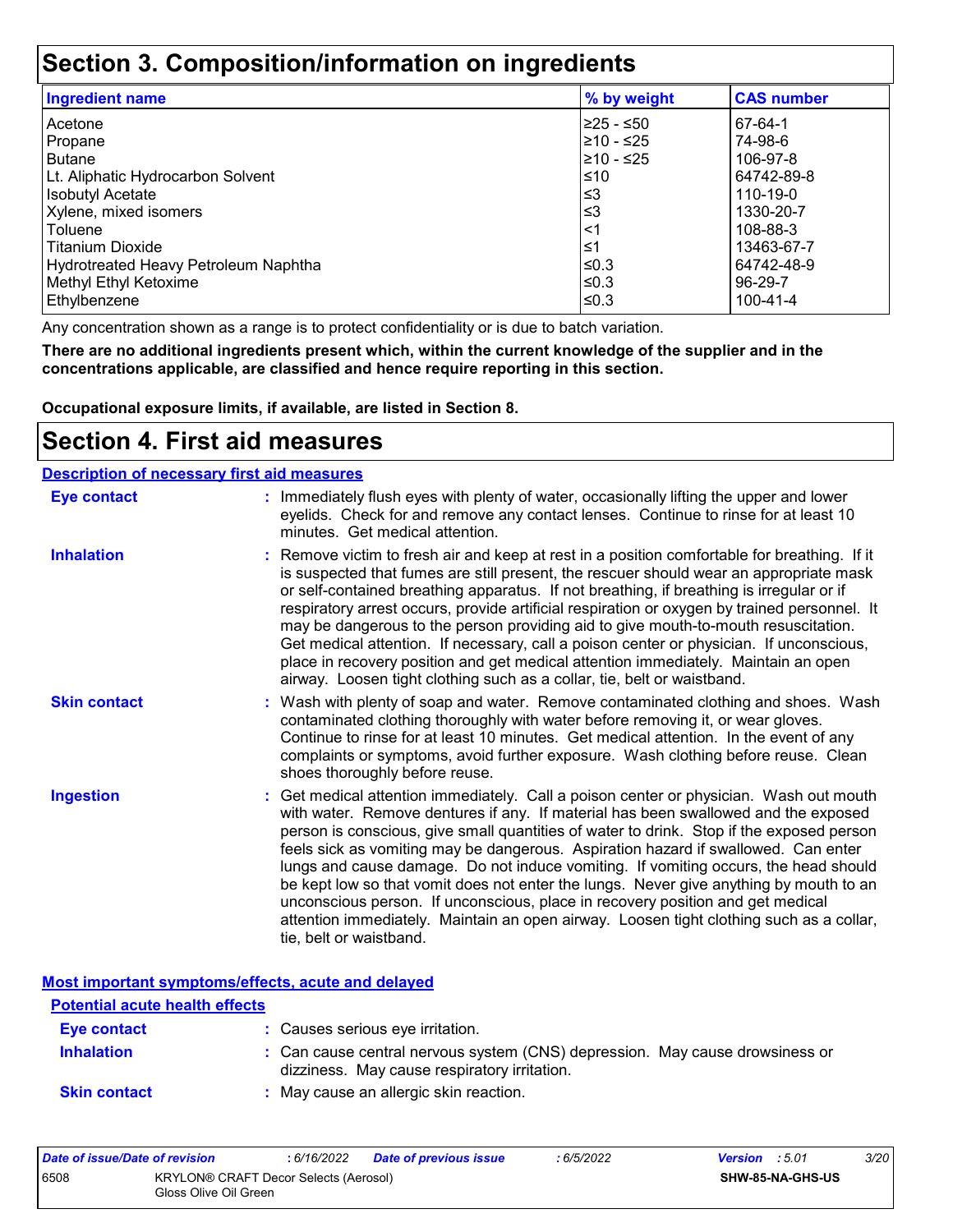## Section 3. Composition/information on ingredients

| Ingredient name | % by weight | CAS number |
| --- | --- | --- |
| Acetone | ≥25 - ≤50 | 67-64-1 |
| Propane | ≥10 - ≤25 | 74-98-6 |
| Butane | ≥10 - ≤25 | 106-97-8 |
| Lt. Aliphatic Hydrocarbon Solvent | ≤10 | 64742-89-8 |
| Isobutyl Acetate | ≤3 | 110-19-0 |
| Xylene, mixed isomers | ≤3 | 1330-20-7 |
| Toluene | <1 | 108-88-3 |
| Titanium Dioxide | ≤1 | 13463-67-7 |
| Hydrotreated Heavy Petroleum Naphtha | ≤0.3 | 64742-48-9 |
| Methyl Ethyl Ketoxime | ≤0.3 | 96-29-7 |
| Ethylbenzene | ≤0.3 | 100-41-4 |

Any concentration shown as a range is to protect confidentiality or is due to batch variation.

**There are no additional ingredients present which, within the current knowledge of the supplier and in the concentrations applicable, are classified and hence require reporting in this section.**

**Occupational exposure limits, if available, are listed in Section 8.**

## Section 4. First aid measures

### Description of necessary first aid measures

**Eye contact** : Immediately flush eyes with plenty of water, occasionally lifting the upper and lower eyelids. Check for and remove any contact lenses. Continue to rinse for at least 10 minutes. Get medical attention.

**Inhalation** : Remove victim to fresh air and keep at rest in a position comfortable for breathing. If it is suspected that fumes are still present, the rescuer should wear an appropriate mask or self-contained breathing apparatus. If not breathing, if breathing is irregular or if respiratory arrest occurs, provide artificial respiration or oxygen by trained personnel. It may be dangerous to the person providing aid to give mouth-to-mouth resuscitation. Get medical attention. If necessary, call a poison center or physician. If unconscious, place in recovery position and get medical attention immediately. Maintain an open airway. Loosen tight clothing such as a collar, tie, belt or waistband.

**Skin contact** : Wash with plenty of soap and water. Remove contaminated clothing and shoes. Wash contaminated clothing thoroughly with water before removing it, or wear gloves. Continue to rinse for at least 10 minutes. Get medical attention. In the event of any complaints or symptoms, avoid further exposure. Wash clothing before reuse. Clean shoes thoroughly before reuse.

**Ingestion** : Get medical attention immediately. Call a poison center or physician. Wash out mouth with water. Remove dentures if any. If material has been swallowed and the exposed person is conscious, give small quantities of water to drink. Stop if the exposed person feels sick as vomiting may be dangerous. Aspiration hazard if swallowed. Can enter lungs and cause damage. Do not induce vomiting. If vomiting occurs, the head should be kept low so that vomit does not enter the lungs. Never give anything by mouth to an unconscious person. If unconscious, place in recovery position and get medical attention immediately. Maintain an open airway. Loosen tight clothing such as a collar, tie, belt or waistband.

### Most important symptoms/effects, acute and delayed

#### Potential acute health effects

**Eye contact** : Causes serious eye irritation.

**Inhalation** : Can cause central nervous system (CNS) depression. May cause drowsiness or dizziness. May cause respiratory irritation.

**Skin contact** : May cause an allergic skin reaction.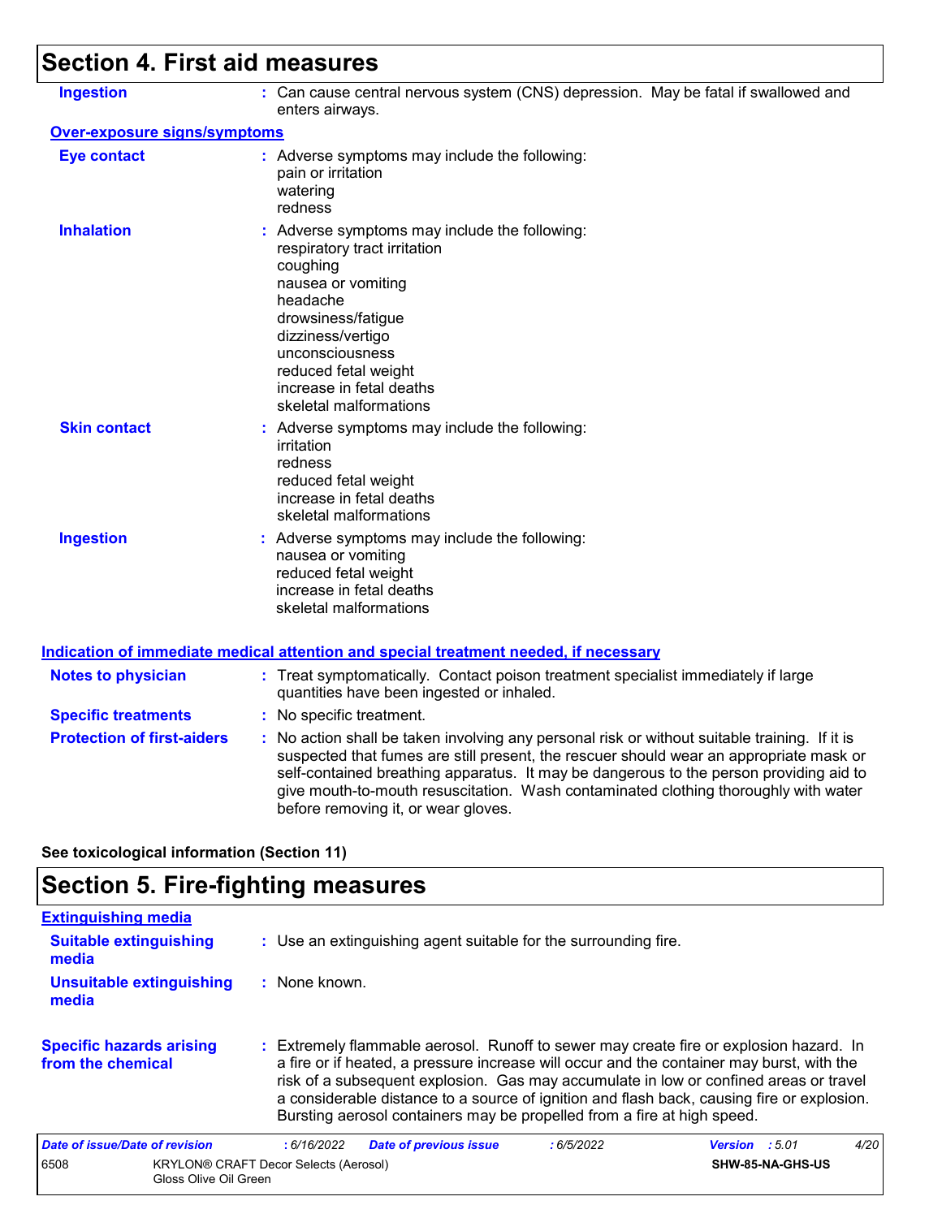## Section 4. First aid measures

**Ingestion** : Can cause central nervous system (CNS) depression. May be fatal if swallowed and enters airways.

### Over-exposure signs/symptoms

**Eye contact** : Adverse symptoms may include the following:
pain or irritation
watering
redness

**Inhalation** : Adverse symptoms may include the following:
respiratory tract irritation
coughing
nausea or vomiting
headache
drowsiness/fatigue
dizziness/vertigo
unconsciousness
reduced fetal weight
increase in fetal deaths
skeletal malformations

**Skin contact** : Adverse symptoms may include the following:
irritation
redness
reduced fetal weight
increase in fetal deaths
skeletal malformations

**Ingestion** : Adverse symptoms may include the following:
nausea or vomiting
reduced fetal weight
increase in fetal deaths
skeletal malformations

### Indication of immediate medical attention and special treatment needed, if necessary

**Notes to physician** : Treat symptomatically. Contact poison treatment specialist immediately if large quantities have been ingested or inhaled.

**Specific treatments** : No specific treatment.

**Protection of first-aiders** : No action shall be taken involving any personal risk or without suitable training. If it is suspected that fumes are still present, the rescuer should wear an appropriate mask or self-contained breathing apparatus. It may be dangerous to the person providing aid to give mouth-to-mouth resuscitation. Wash contaminated clothing thoroughly with water before removing it, or wear gloves.

**See toxicological information (Section 11)**

## Section 5. Fire-fighting measures

### Extinguishing media

**Suitable extinguishing media** : Use an extinguishing agent suitable for the surrounding fire.

**Unsuitable extinguishing media** : None known.

**Specific hazards arising from the chemical** : Extremely flammable aerosol. Runoff to sewer may create fire or explosion hazard. In a fire or if heated, a pressure increase will occur and the container may burst, with the risk of a subsequent explosion. Gas may accumulate in low or confined areas or travel a considerable distance to a source of ignition and flash back, causing fire or explosion. Bursting aerosol containers may be propelled from a fire at high speed.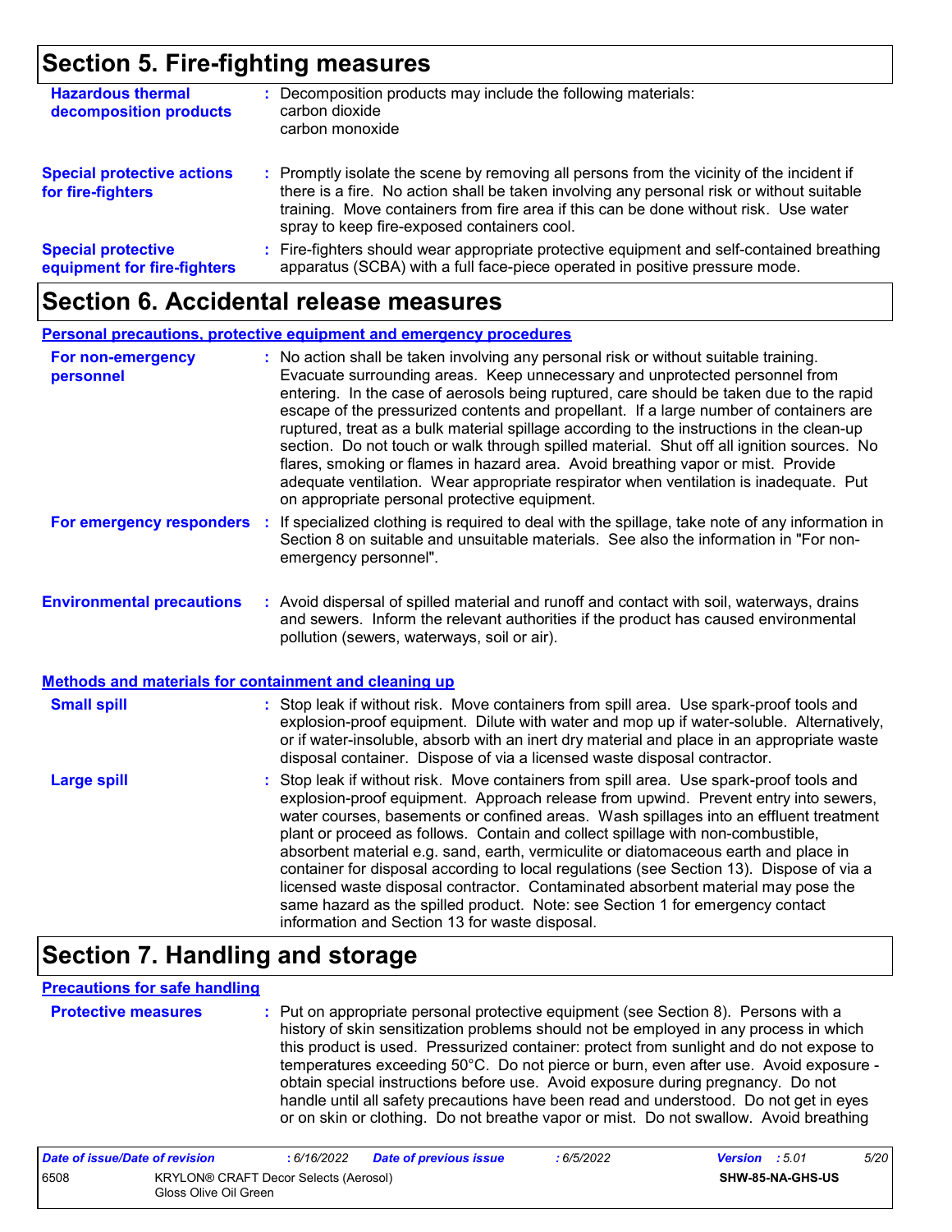## Section 5. Fire-fighting measures

**Hazardous thermal decomposition products** : Decomposition products may include the following materials:
carbon dioxide
carbon monoxide

**Special protective actions for fire-fighters** : Promptly isolate the scene by removing all persons from the vicinity of the incident if there is a fire. No action shall be taken involving any personal risk or without suitable training. Move containers from fire area if this can be done without risk. Use water spray to keep fire-exposed containers cool.

**Special protective equipment for fire-fighters** : Fire-fighters should wear appropriate protective equipment and self-contained breathing apparatus (SCBA) with a full face-piece operated in positive pressure mode.

## Section 6. Accidental release measures

**Personal precautions, protective equipment and emergency procedures**

**For non-emergency personnel** : No action shall be taken involving any personal risk or without suitable training. Evacuate surrounding areas. Keep unnecessary and unprotected personnel from entering. In the case of aerosols being ruptured, care should be taken due to the rapid escape of the pressurized contents and propellant. If a large number of containers are ruptured, treat as a bulk material spillage according to the instructions in the clean-up section. Do not touch or walk through spilled material. Shut off all ignition sources. No flares, smoking or flames in hazard area. Avoid breathing vapor or mist. Provide adequate ventilation. Wear appropriate respirator when ventilation is inadequate. Put on appropriate personal protective equipment.

**For emergency responders** : If specialized clothing is required to deal with the spillage, take note of any information in Section 8 on suitable and unsuitable materials. See also the information in "For non-emergency personnel".

**Environmental precautions** : Avoid dispersal of spilled material and runoff and contact with soil, waterways, drains and sewers. Inform the relevant authorities if the product has caused environmental pollution (sewers, waterways, soil or air).

**Methods and materials for containment and cleaning up**

**Small spill** : Stop leak if without risk. Move containers from spill area. Use spark-proof tools and explosion-proof equipment. Dilute with water and mop up if water-soluble. Alternatively, or if water-insoluble, absorb with an inert dry material and place in an appropriate waste disposal container. Dispose of via a licensed waste disposal contractor.

**Large spill** : Stop leak if without risk. Move containers from spill area. Use spark-proof tools and explosion-proof equipment. Approach release from upwind. Prevent entry into sewers, water courses, basements or confined areas. Wash spillages into an effluent treatment plant or proceed as follows. Contain and collect spillage with non-combustible, absorbent material e.g. sand, earth, vermiculite or diatomaceous earth and place in container for disposal according to local regulations (see Section 13). Dispose of via a licensed waste disposal contractor. Contaminated absorbent material may pose the same hazard as the spilled product. Note: see Section 1 for emergency contact information and Section 13 for waste disposal.

## Section 7. Handling and storage

**Precautions for safe handling**

**Protective measures** : Put on appropriate personal protective equipment (see Section 8). Persons with a history of skin sensitization problems should not be employed in any process in which this product is used. Pressurized container: protect from sunlight and do not expose to temperatures exceeding 50°C. Do not pierce or burn, even after use. Avoid exposure - obtain special instructions before use. Avoid exposure during pregnancy. Do not handle until all safety precautions have been read and understood. Do not get in eyes or on skin or clothing. Do not breathe vapor or mist. Do not swallow. Avoid breathing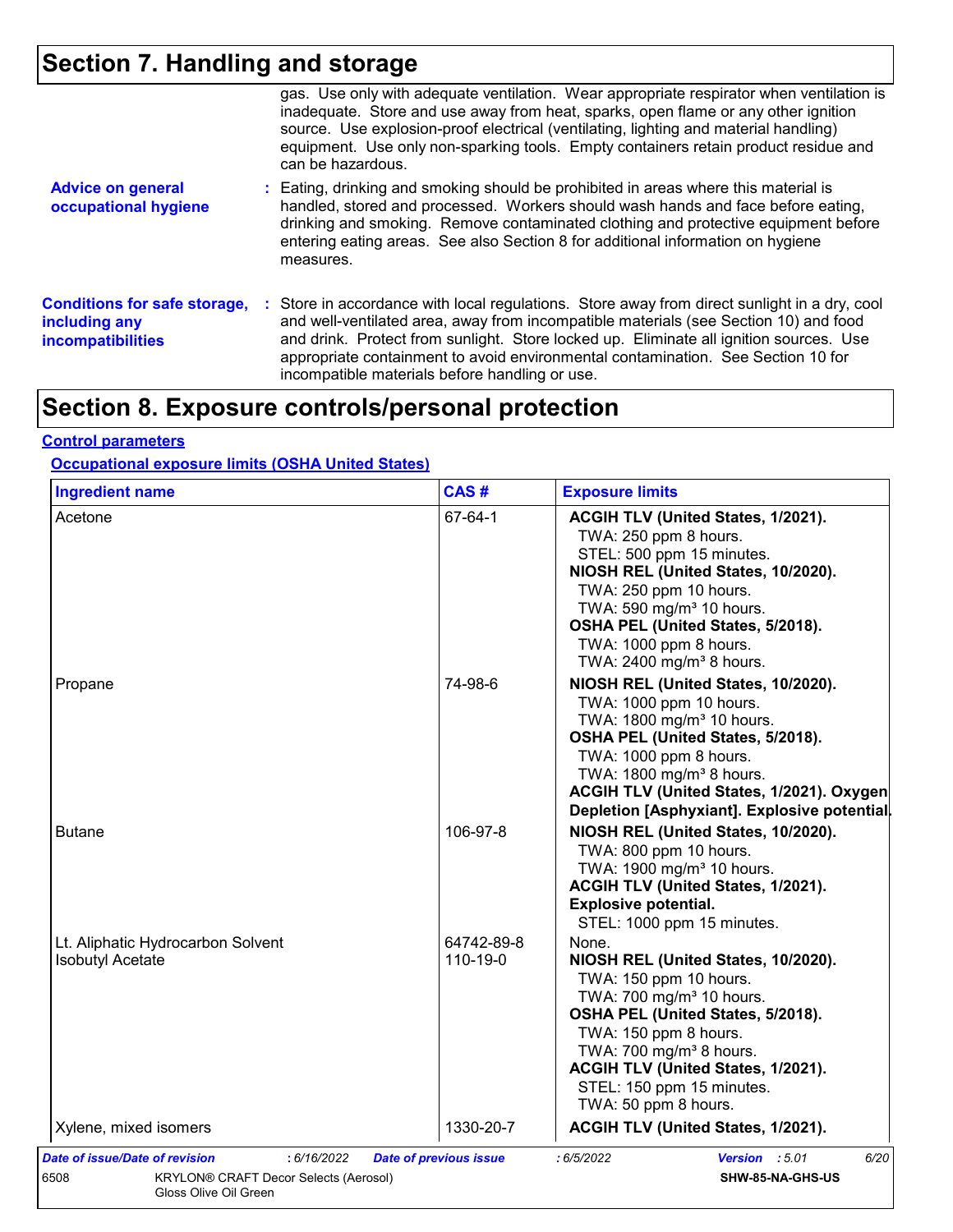# Section 7. Handling and storage

gas. Use only with adequate ventilation. Wear appropriate respirator when ventilation is inadequate. Store and use away from heat, sparks, open flame or any other ignition source. Use explosion-proof electrical (ventilating, lighting and material handling) equipment. Use only non-sparking tools. Empty containers retain product residue and can be hazardous.

**Advice on general occupational hygiene** : Eating, drinking and smoking should be prohibited in areas where this material is handled, stored and processed. Workers should wash hands and face before eating, drinking and smoking. Remove contaminated clothing and protective equipment before entering eating areas. See also Section 8 for additional information on hygiene measures.

**Conditions for safe storage, including any incompatibilities** : Store in accordance with local regulations. Store away from direct sunlight in a dry, cool and well-ventilated area, away from incompatible materials (see Section 10) and food and drink. Protect from sunlight. Store locked up. Eliminate all ignition sources. Use appropriate containment to avoid environmental contamination. See Section 10 for incompatible materials before handling or use.

# Section 8. Exposure controls/personal protection

## Control parameters

### Occupational exposure limits (OSHA United States)

| Ingredient name | CAS # | Exposure limits |
|---|---|---|
| Acetone | 67-64-1 | **ACGIH TLV (United States, 1/2021).**<br>TWA: 250 ppm 8 hours.<br>STEL: 500 ppm 15 minutes.<br>**NIOSH REL (United States, 10/2020).**<br>TWA: 250 ppm 10 hours.<br>TWA: 590 mg/m³ 10 hours.<br>**OSHA PEL (United States, 5/2018).**<br>TWA: 1000 ppm 8 hours.<br>TWA: 2400 mg/m³ 8 hours. |
| Propane | 74-98-6 | **NIOSH REL (United States, 10/2020).**<br>TWA: 1000 ppm 10 hours.<br>TWA: 1800 mg/m³ 10 hours.<br>**OSHA PEL (United States, 5/2018).**<br>TWA: 1000 ppm 8 hours.<br>TWA: 1800 mg/m³ 8 hours.<br>**ACGIH TLV (United States, 1/2021). Oxygen Depletion [Asphyxiant]. Explosive potential.** |
| Butane | 106-97-8 | **NIOSH REL (United States, 10/2020).**<br>TWA: 800 ppm 10 hours.<br>TWA: 1900 mg/m³ 10 hours.<br>**ACGIH TLV (United States, 1/2021). Explosive potential.**<br>STEL: 1000 ppm 15 minutes. |
| Lt. Aliphatic Hydrocarbon Solvent | 64742-89-8 | None. |
| Isobutyl Acetate | 110-19-0 | **NIOSH REL (United States, 10/2020).**<br>TWA: 150 ppm 10 hours.<br>TWA: 700 mg/m³ 10 hours.<br>**OSHA PEL (United States, 5/2018).**<br>TWA: 150 ppm 8 hours.<br>TWA: 700 mg/m³ 8 hours.<br>**ACGIH TLV (United States, 1/2021).**<br>STEL: 150 ppm 15 minutes.<br>TWA: 50 ppm 8 hours. |
| Xylene, mixed isomers | 1330-20-7 | **ACGIH TLV (United States, 1/2021).** |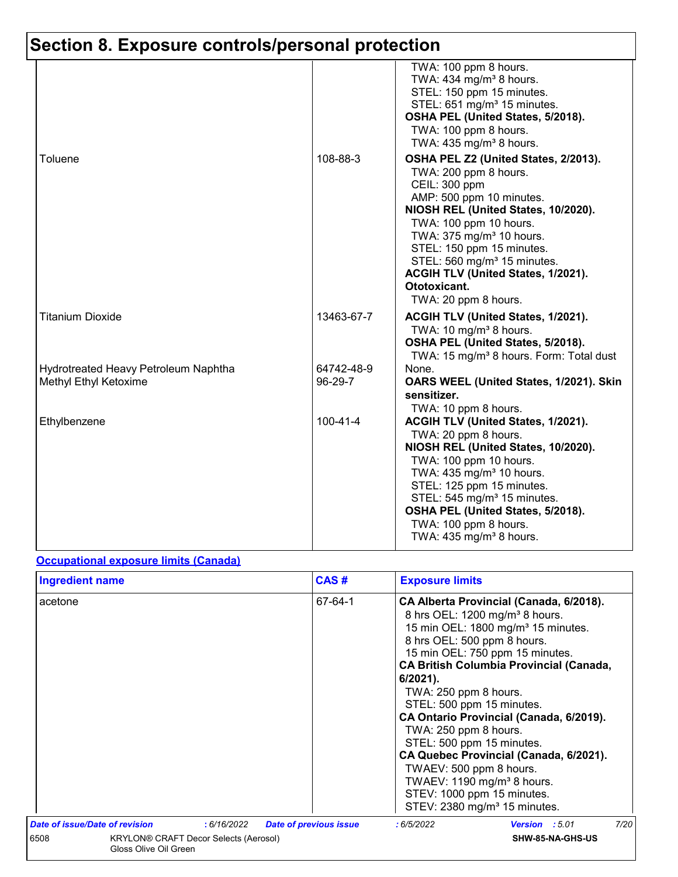# Section 8. Exposure controls/personal protection

| | | |
|---|---|---|
| | | TWA: 100 ppm 8 hours.<br>TWA: 434 mg/m³ 8 hours.<br>STEL: 150 ppm 15 minutes.<br>STEL: 651 mg/m³ 15 minutes.<br>**OSHA PEL (United States, 5/2018).**<br>TWA: 100 ppm 8 hours.<br>TWA: 435 mg/m³ 8 hours. |
| Toluene | 108-88-3 | **OSHA PEL Z2 (United States, 2/2013).**<br>TWA: 200 ppm 8 hours.<br>CEIL: 300 ppm<br>AMP: 500 ppm 10 minutes.<br>**NIOSH REL (United States, 10/2020).**<br>TWA: 100 ppm 10 hours.<br>TWA: 375 mg/m³ 10 hours.<br>STEL: 150 ppm 15 minutes.<br>STEL: 560 mg/m³ 15 minutes.<br>**ACGIH TLV (United States, 1/2021). Ototoxicant.**<br>TWA: 20 ppm 8 hours. |
| Titanium Dioxide | 13463-67-7 | **ACGIH TLV (United States, 1/2021).**<br>TWA: 10 mg/m³ 8 hours.<br>**OSHA PEL (United States, 5/2018).**<br>TWA: 15 mg/m³ 8 hours. Form: Total dust |
| Hydrotreated Heavy Petroleum Naphtha | 64742-48-9 | None. |
| Methyl Ethyl Ketoxime | 96-29-7 | **OARS WEEL (United States, 1/2021). Skin sensitizer.**<br>TWA: 10 ppm 8 hours. |
| Ethylbenzene | 100-41-4 | **ACGIH TLV (United States, 1/2021).**<br>TWA: 20 ppm 8 hours.<br>**NIOSH REL (United States, 10/2020).**<br>TWA: 100 ppm 10 hours.<br>TWA: 435 mg/m³ 10 hours.<br>STEL: 125 ppm 15 minutes.<br>STEL: 545 mg/m³ 15 minutes.<br>**OSHA PEL (United States, 5/2018).**<br>TWA: 100 ppm 8 hours.<br>TWA: 435 mg/m³ 8 hours. |

**Occupational exposure limits (Canada)**

| Ingredient name | CAS # | Exposure limits |
|---|---|---|
| acetone | 67-64-1 | **CA Alberta Provincial (Canada, 6/2018).**<br>8 hrs OEL: 1200 mg/m³ 8 hours.<br>15 min OEL: 1800 mg/m³ 15 minutes.<br>8 hrs OEL: 500 ppm 8 hours.<br>15 min OEL: 750 ppm 15 minutes.<br>**CA British Columbia Provincial (Canada, 6/2021).**<br>TWA: 250 ppm 8 hours.<br>STEL: 500 ppm 15 minutes.<br>**CA Ontario Provincial (Canada, 6/2019).**<br>TWA: 250 ppm 8 hours.<br>STEL: 500 ppm 15 minutes.<br>**CA Quebec Provincial (Canada, 6/2021).**<br>TWAEV: 500 ppm 8 hours.<br>TWAEV: 1190 mg/m³ 8 hours.<br>STEV: 1000 ppm 15 minutes.<br>STEV: 2380 mg/m³ 15 minutes. |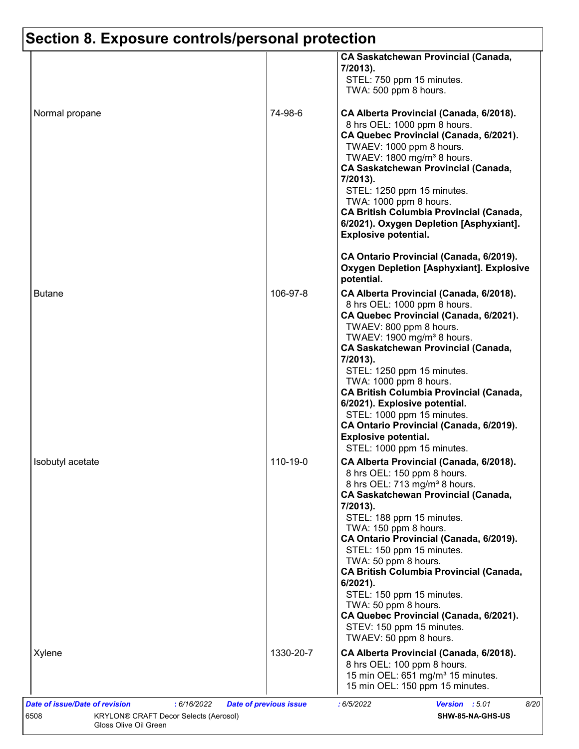## Section 8. Exposure controls/personal protection

| | | |
|---|---|---|
| | | **CA Saskatchewan Provincial (Canada, 7/2013).**<br>STEL: 750 ppm 15 minutes.<br>TWA: 500 ppm 8 hours. |
| Normal propane | 74-98-6 | **CA Alberta Provincial (Canada, 6/2018).**<br>8 hrs OEL: 1000 ppm 8 hours.<br>**CA Quebec Provincial (Canada, 6/2021).**<br>TWAEV: 1000 ppm 8 hours.<br>TWAEV: 1800 mg/m³ 8 hours.<br>**CA Saskatchewan Provincial (Canada, 7/2013).**<br>STEL: 1250 ppm 15 minutes.<br>TWA: 1000 ppm 8 hours.<br>**CA British Columbia Provincial (Canada, 6/2021). Oxygen Depletion [Asphyxiant]. Explosive potential.**<br><br>**CA Ontario Provincial (Canada, 6/2019). Oxygen Depletion [Asphyxiant]. Explosive potential.** |
| Butane | 106-97-8 | **CA Alberta Provincial (Canada, 6/2018).**<br>8 hrs OEL: 1000 ppm 8 hours.<br>**CA Quebec Provincial (Canada, 6/2021).**<br>TWAEV: 800 ppm 8 hours.<br>TWAEV: 1900 mg/m³ 8 hours.<br>**CA Saskatchewan Provincial (Canada, 7/2013).**<br>STEL: 1250 ppm 15 minutes.<br>TWA: 1000 ppm 8 hours.<br>**CA British Columbia Provincial (Canada, 6/2021). Explosive potential.**<br>STEL: 1000 ppm 15 minutes.<br>**CA Ontario Provincial (Canada, 6/2019). Explosive potential.**<br>STEL: 1000 ppm 15 minutes. |
| Isobutyl acetate | 110-19-0 | **CA Alberta Provincial (Canada, 6/2018).**<br>8 hrs OEL: 150 ppm 8 hours.<br>8 hrs OEL: 713 mg/m³ 8 hours.<br>**CA Saskatchewan Provincial (Canada, 7/2013).**<br>STEL: 188 ppm 15 minutes.<br>TWA: 150 ppm 8 hours.<br>**CA Ontario Provincial (Canada, 6/2019).**<br>STEL: 150 ppm 15 minutes.<br>TWA: 50 ppm 8 hours.<br>**CA British Columbia Provincial (Canada, 6/2021).**<br>STEL: 150 ppm 15 minutes.<br>TWA: 50 ppm 8 hours.<br>**CA Quebec Provincial (Canada, 6/2021).**<br>STEV: 150 ppm 15 minutes.<br>TWAEV: 50 ppm 8 hours. |
| Xylene | 1330-20-7 | **CA Alberta Provincial (Canada, 6/2018).**<br>8 hrs OEL: 100 ppm 8 hours.<br>15 min OEL: 651 mg/m³ 15 minutes.<br>15 min OEL: 150 ppm 15 minutes. |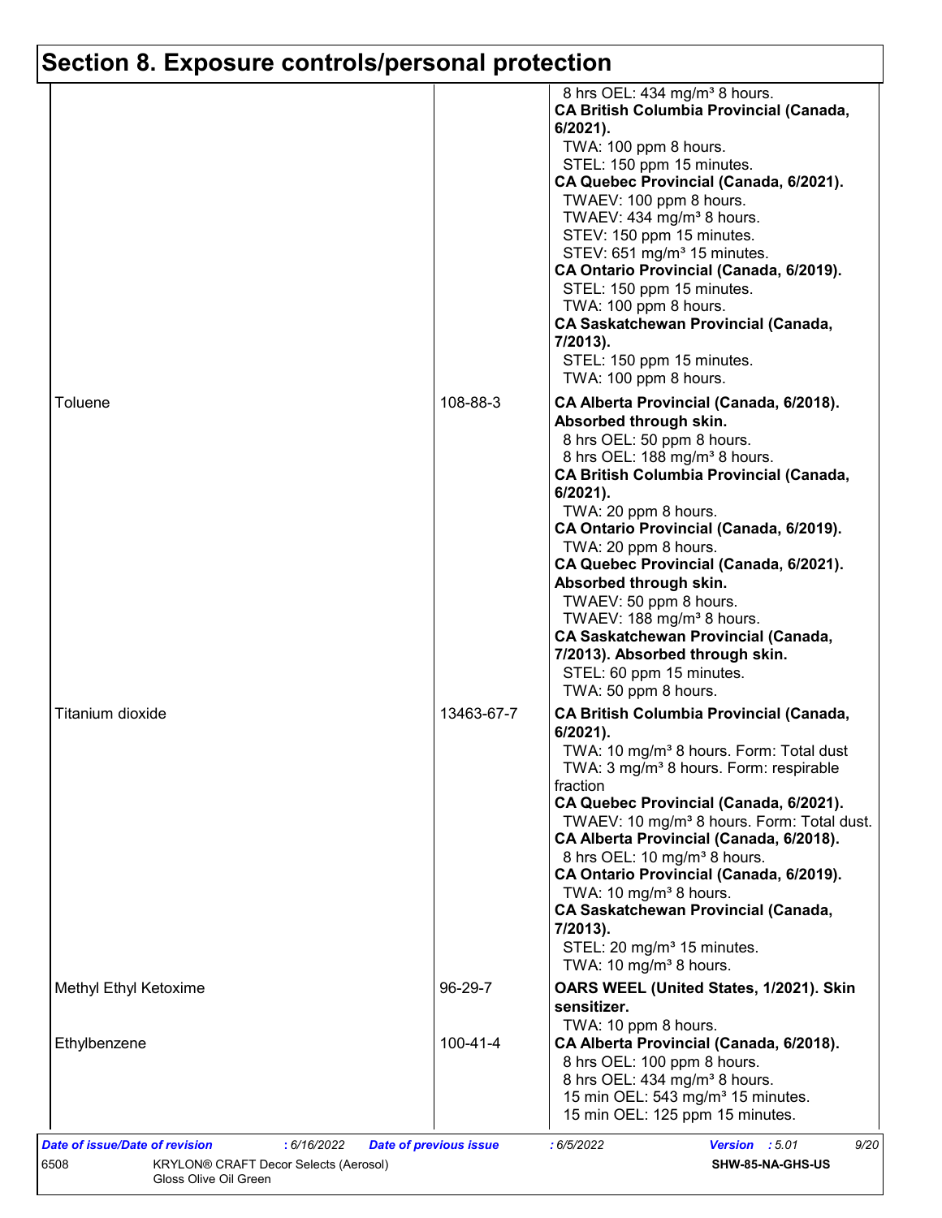## Section 8. Exposure controls/personal protection

| | | |
|---|---|---|
| | | 8 hrs OEL: 434 mg/m³ 8 hours.<br>**CA British Columbia Provincial (Canada, 6/2021).**<br>TWA: 100 ppm 8 hours.<br>STEL: 150 ppm 15 minutes.<br>**CA Quebec Provincial (Canada, 6/2021).**<br>TWAEV: 100 ppm 8 hours.<br>TWAEV: 434 mg/m³ 8 hours.<br>STEV: 150 ppm 15 minutes.<br>STEV: 651 mg/m³ 15 minutes.<br>**CA Ontario Provincial (Canada, 6/2019).**<br>STEL: 150 ppm 15 minutes.<br>TWA: 100 ppm 8 hours.<br>**CA Saskatchewan Provincial (Canada, 7/2013).**<br>STEL: 150 ppm 15 minutes.<br>TWA: 100 ppm 8 hours. |
| Toluene | 108-88-3 | **CA Alberta Provincial (Canada, 6/2018). Absorbed through skin.**<br>8 hrs OEL: 50 ppm 8 hours.<br>8 hrs OEL: 188 mg/m³ 8 hours.<br>**CA British Columbia Provincial (Canada, 6/2021).**<br>TWA: 20 ppm 8 hours.<br>**CA Ontario Provincial (Canada, 6/2019).**<br>TWA: 20 ppm 8 hours.<br>**CA Quebec Provincial (Canada, 6/2021). Absorbed through skin.**<br>TWAEV: 50 ppm 8 hours.<br>TWAEV: 188 mg/m³ 8 hours.<br>**CA Saskatchewan Provincial (Canada, 7/2013). Absorbed through skin.**<br>STEL: 60 ppm 15 minutes.<br>TWA: 50 ppm 8 hours. |
| Titanium dioxide | 13463-67-7 | **CA British Columbia Provincial (Canada, 6/2021).**<br>TWA: 10 mg/m³ 8 hours. Form: Total dust<br>TWA: 3 mg/m³ 8 hours. Form: respirable fraction<br>**CA Quebec Provincial (Canada, 6/2021).**<br>TWAEV: 10 mg/m³ 8 hours. Form: Total dust.<br>**CA Alberta Provincial (Canada, 6/2018).**<br>8 hrs OEL: 10 mg/m³ 8 hours.<br>**CA Ontario Provincial (Canada, 6/2019).**<br>TWA: 10 mg/m³ 8 hours.<br>**CA Saskatchewan Provincial (Canada, 7/2013).**<br>STEL: 20 mg/m³ 15 minutes.<br>TWA: 10 mg/m³ 8 hours. |
| Methyl Ethyl Ketoxime | 96-29-7 | **OARS WEEL (United States, 1/2021). Skin sensitizer.**<br>TWA: 10 ppm 8 hours. |
| Ethylbenzene | 100-41-4 | **CA Alberta Provincial (Canada, 6/2018).**<br>8 hrs OEL: 100 ppm 8 hours.<br>8 hrs OEL: 434 mg/m³ 8 hours.<br>15 min OEL: 543 mg/m³ 15 minutes.<br>15 min OEL: 125 ppm 15 minutes. |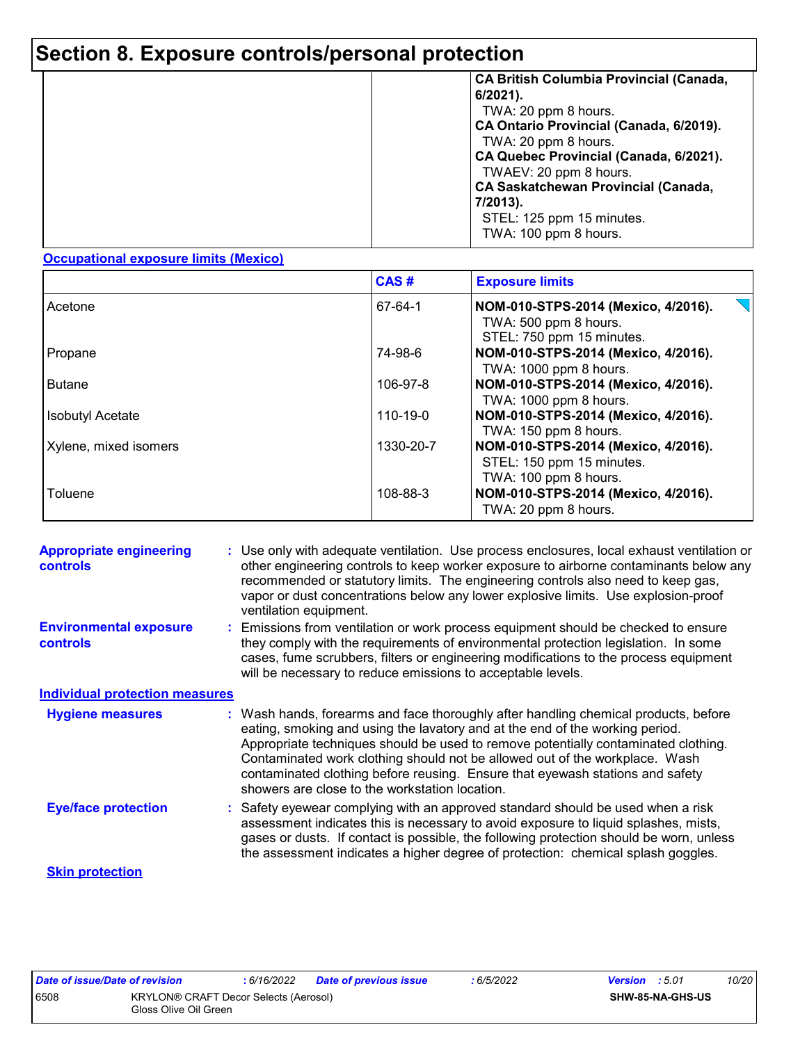# Section 8. Exposure controls/personal protection

| | | |
|---|---|---|
| | | **CA British Columbia Provincial (Canada, 6/2021).**<br>TWA: 20 ppm 8 hours.<br>**CA Ontario Provincial (Canada, 6/2019).**<br>TWA: 20 ppm 8 hours.<br>**CA Quebec Provincial (Canada, 6/2021).**<br>TWAEV: 20 ppm 8 hours.<br>**CA Saskatchewan Provincial (Canada, 7/2013).**<br>STEL: 125 ppm 15 minutes.<br>TWA: 100 ppm 8 hours. |

**Occupational exposure limits (Mexico)**

| | CAS # | Exposure limits |
|---|---|---|
| Acetone | 67-64-1 | **NOM-010-STPS-2014 (Mexico, 4/2016).**<br>TWA: 500 ppm 8 hours.<br>STEL: 750 ppm 15 minutes. |
| Propane | 74-98-6 | **NOM-010-STPS-2014 (Mexico, 4/2016).**<br>TWA: 1000 ppm 8 hours. |
| Butane | 106-97-8 | **NOM-010-STPS-2014 (Mexico, 4/2016).**<br>TWA: 1000 ppm 8 hours. |
| Isobutyl Acetate | 110-19-0 | **NOM-010-STPS-2014 (Mexico, 4/2016).**<br>TWA: 150 ppm 8 hours. |
| Xylene, mixed isomers | 1330-20-7 | **NOM-010-STPS-2014 (Mexico, 4/2016).**<br>STEL: 150 ppm 15 minutes.<br>TWA: 100 ppm 8 hours. |
| Toluene | 108-88-3 | **NOM-010-STPS-2014 (Mexico, 4/2016).**<br>TWA: 20 ppm 8 hours. |

**Appropriate engineering controls** : Use only with adequate ventilation. Use process enclosures, local exhaust ventilation or other engineering controls to keep worker exposure to airborne contaminants below any recommended or statutory limits. The engineering controls also need to keep gas, vapor or dust concentrations below any lower explosive limits. Use explosion-proof ventilation equipment.

**Environmental exposure controls** : Emissions from ventilation or work process equipment should be checked to ensure they comply with the requirements of environmental protection legislation. In some cases, fume scrubbers, filters or engineering modifications to the process equipment will be necessary to reduce emissions to acceptable levels.

**Individual protection measures**

**Hygiene measures** : Wash hands, forearms and face thoroughly after handling chemical products, before eating, smoking and using the lavatory and at the end of the working period. Appropriate techniques should be used to remove potentially contaminated clothing. Contaminated work clothing should not be allowed out of the workplace. Wash contaminated clothing before reusing. Ensure that eyewash stations and safety showers are close to the workstation location.

**Eye/face protection** : Safety eyewear complying with an approved standard should be used when a risk assessment indicates this is necessary to avoid exposure to liquid splashes, mists, gases or dusts. If contact is possible, the following protection should be worn, unless the assessment indicates a higher degree of protection: chemical splash goggles.

**Skin protection**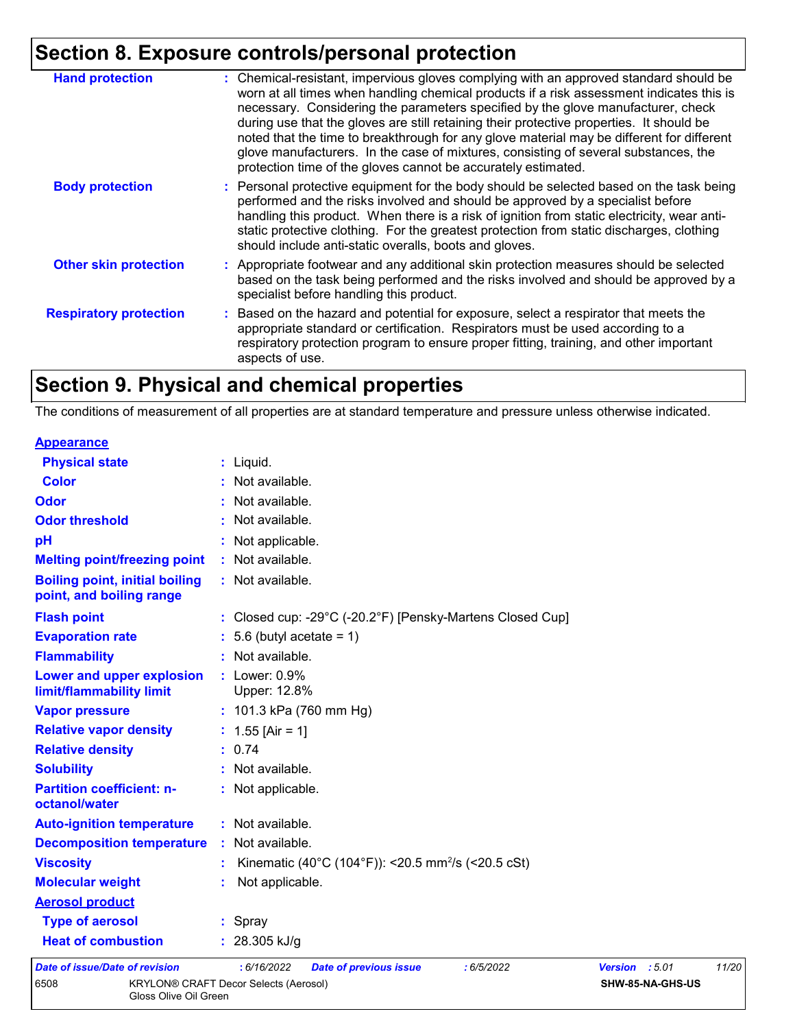## Section 8. Exposure controls/personal protection

| | |
|---|---|
| **Hand protection** | : Chemical-resistant, impervious gloves complying with an approved standard should be worn at all times when handling chemical products if a risk assessment indicates this is necessary. Considering the parameters specified by the glove manufacturer, check during use that the gloves are still retaining their protective properties. It should be noted that the time to breakthrough for any glove material may be different for different glove manufacturers. In the case of mixtures, consisting of several substances, the protection time of the gloves cannot be accurately estimated. |
| **Body protection** | : Personal protective equipment for the body should be selected based on the task being performed and the risks involved and should be approved by a specialist before handling this product. When there is a risk of ignition from static electricity, wear anti-static protective clothing. For the greatest protection from static discharges, clothing should include anti-static overalls, boots and gloves. |
| **Other skin protection** | : Appropriate footwear and any additional skin protection measures should be selected based on the task being performed and the risks involved and should be approved by a specialist before handling this product. |
| **Respiratory protection** | : Based on the hazard and potential for exposure, select a respirator that meets the appropriate standard or certification. Respirators must be used according to a respiratory protection program to ensure proper fitting, training, and other important aspects of use. |

## Section 9. Physical and chemical properties

The conditions of measurement of all properties are at standard temperature and pressure unless otherwise indicated.

**Appearance**

| | |
|---|---|
| **Physical state** | : Liquid. |
| **Color** | : Not available. |
| **Odor** | : Not available. |
| **Odor threshold** | : Not available. |
| **pH** | : Not applicable. |
| **Melting point/freezing point** | : Not available. |
| **Boiling point, initial boiling point, and boiling range** | : Not available. |
| **Flash point** | : Closed cup: -29°C (-20.2°F) [Pensky-Martens Closed Cup] |
| **Evaporation rate** | : 5.6 (butyl acetate = 1) |
| **Flammability** | : Not available. |
| **Lower and upper explosion limit/flammability limit** | : Lower: 0.9%<br>Upper: 12.8% |
| **Vapor pressure** | : 101.3 kPa (760 mm Hg) |
| **Relative vapor density** | : 1.55 [Air = 1] |
| **Relative density** | : 0.74 |
| **Solubility** | : Not available. |
| **Partition coefficient: n-octanol/water** | : Not applicable. |
| **Auto-ignition temperature** | : Not available. |
| **Decomposition temperature** | : Not available. |
| **Viscosity** | : Kinematic (40°C (104°F)): <20.5 $mm^2/s$ (<20.5 cSt) |
| **Molecular weight** | : Not applicable. |

**Aerosol product**

| | |
|---|---|
| **Type of aerosol** | : Spray |
| **Heat of combustion** | : 28.305 kJ/g |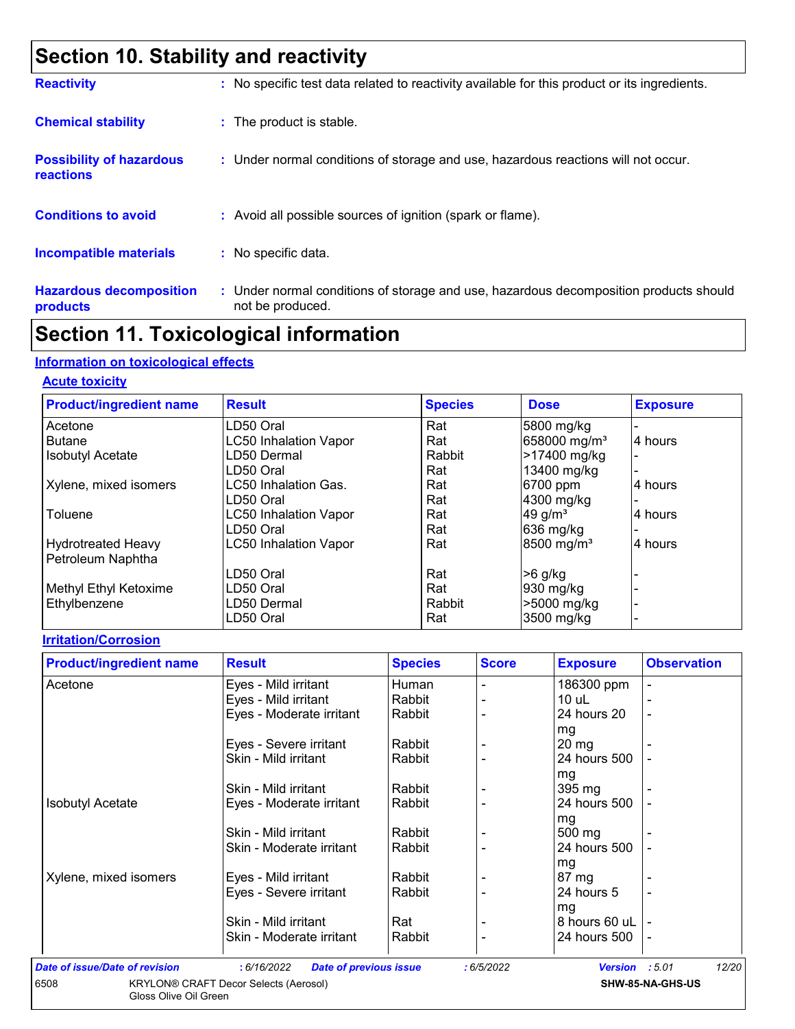# Section 10. Stability and reactivity

**Reactivity** : No specific test data related to reactivity available for this product or its ingredients.

**Chemical stability** : The product is stable.

**Possibility of hazardous reactions** : Under normal conditions of storage and use, hazardous reactions will not occur.

**Conditions to avoid** : Avoid all possible sources of ignition (spark or flame).

**Incompatible materials** : No specific data.

**Hazardous decomposition products** : Under normal conditions of storage and use, hazardous decomposition products should not be produced.

# Section 11. Toxicological information

## Information on toxicological effects

### Acute toxicity

| Product/ingredient name | Result | Species | Dose | Exposure |
|---|---|---|---|---|
| Acetone | LD50 Oral | Rat | 5800 mg/kg | - |
| Butane | LC50 Inhalation Vapor | Rat | 658000 mg/m³ | 4 hours |
| Isobutyl Acetate | LD50 Dermal | Rabbit | >17400 mg/kg | - |
| | LD50 Oral | Rat | 13400 mg/kg | - |
| Xylene, mixed isomers | LC50 Inhalation Gas. | Rat | 6700 ppm | 4 hours |
| | LD50 Oral | Rat | 4300 mg/kg | - |
| Toluene | LC50 Inhalation Vapor | Rat | 49 g/m³ | 4 hours |
| | LD50 Oral | Rat | 636 mg/kg | - |
| Hydrotreated Heavy Petroleum Naphtha | LC50 Inhalation Vapor | Rat | 8500 mg/m³ | 4 hours |
| | LD50 Oral | Rat | >6 g/kg | - |
| Methyl Ethyl Ketoxime | LD50 Oral | Rat | 930 mg/kg | - |
| Ethylbenzene | LD50 Dermal | Rabbit | >5000 mg/kg | - |
| | LD50 Oral | Rat | 3500 mg/kg | - |

### Irritation/Corrosion

| Product/ingredient name | Result | Species | Score | Exposure | Observation |
|---|---|---|---|---|---|
| Acetone | Eyes - Mild irritant | Human | - | 186300 ppm | - |
| | Eyes - Mild irritant | Rabbit | - | 10 uL | - |
| | Eyes - Moderate irritant | Rabbit | - | 24 hours 20 mg | - |
| | Eyes - Severe irritant | Rabbit | - | 20 mg | - |
| | Skin - Mild irritant | Rabbit | - | 24 hours 500 mg | - |
| | Skin - Mild irritant | Rabbit | - | 395 mg | - |
| Isobutyl Acetate | Eyes - Moderate irritant | Rabbit | - | 24 hours 500 mg | - |
| | Skin - Mild irritant | Rabbit | - | 500 mg | - |
| | Skin - Moderate irritant | Rabbit | - | 24 hours 500 mg | - |
| Xylene, mixed isomers | Eyes - Mild irritant | Rabbit | - | 87 mg | - |
| | Eyes - Severe irritant | Rabbit | - | 24 hours 5 mg | - |
| | Skin - Mild irritant | Rat | - | 8 hours 60 uL | - |
| | Skin - Moderate irritant | Rabbit | - | 24 hours 500 | - |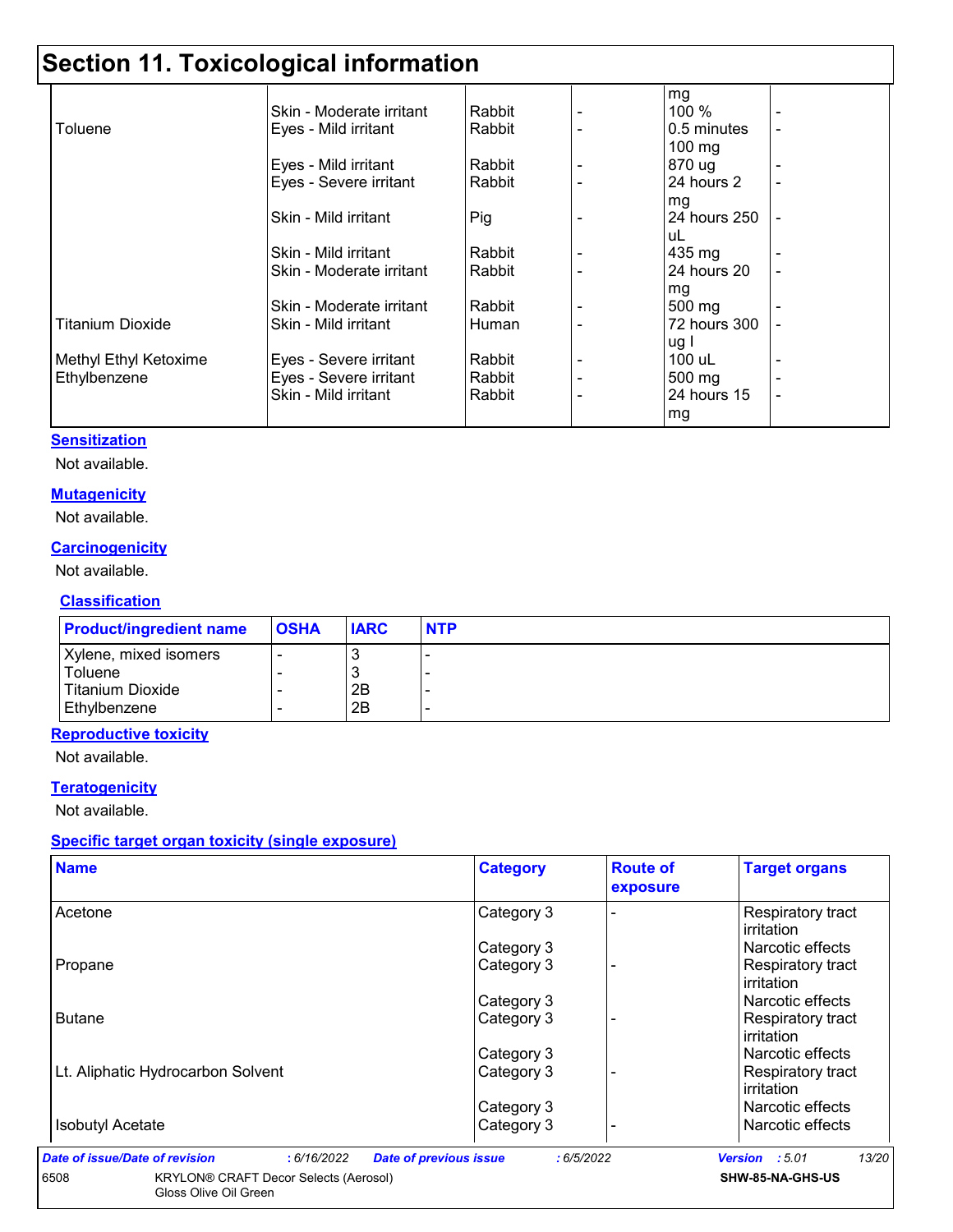# Section 11. Toxicological information

| | | | | | |
|---|---|---|---|---|---|
| | | | | mg | |
| | Skin - Moderate irritant | Rabbit | - | 100 % | - |
| Toluene | Eyes - Mild irritant | Rabbit | - | 0.5 minutes 100 mg | - |
| | Eyes - Mild irritant | Rabbit | - | 870 ug | - |
| | Eyes - Severe irritant | Rabbit | - | 24 hours 2 mg | - |
| | Skin - Mild irritant | Pig | - | 24 hours 250 uL | - |
| | Skin - Mild irritant | Rabbit | - | 435 mg | - |
| | Skin - Moderate irritant | Rabbit | - | 24 hours 20 mg | - |
| | Skin - Moderate irritant | Rabbit | - | 500 mg | - |
| Titanium Dioxide | Skin - Mild irritant | Human | - | 72 hours 300 ug I | - |
| Methyl Ethyl Ketoxime | Eyes - Severe irritant | Rabbit | - | 100 uL | - |
| Ethylbenzene | Eyes - Severe irritant | Rabbit | - | 500 mg | - |
| | Skin - Mild irritant | Rabbit | - | 24 hours 15 mg | - |

**Sensitization**

Not available.

**Mutagenicity**

Not available.

**Carcinogenicity**

Not available.

**Classification**

| Product/ingredient name | OSHA | IARC | NTP |
|---|---|---|---|
| Xylene, mixed isomers | - | 3 | - |
| Toluene | - | 3 | - |
| Titanium Dioxide | - | 2B | - |
| Ethylbenzene | - | 2B | - |

**Reproductive toxicity**

Not available.

**Teratogenicity**

Not available.

**Specific target organ toxicity (single exposure)**

| Name | Category | Route of exposure | Target organs |
|---|---|---|---|
| Acetone | Category 3 | - | Respiratory tract irritation |
| | Category 3 | | Narcotic effects |
| Propane | Category 3 | - | Respiratory tract irritation |
| | Category 3 | | Narcotic effects |
| Butane | Category 3 | - | Respiratory tract irritation |
| | Category 3 | | Narcotic effects |
| Lt. Aliphatic Hydrocarbon Solvent | Category 3 | - | Respiratory tract irritation |
| | Category 3 | | Narcotic effects |
| Isobutyl Acetate | Category 3 | - | Narcotic effects |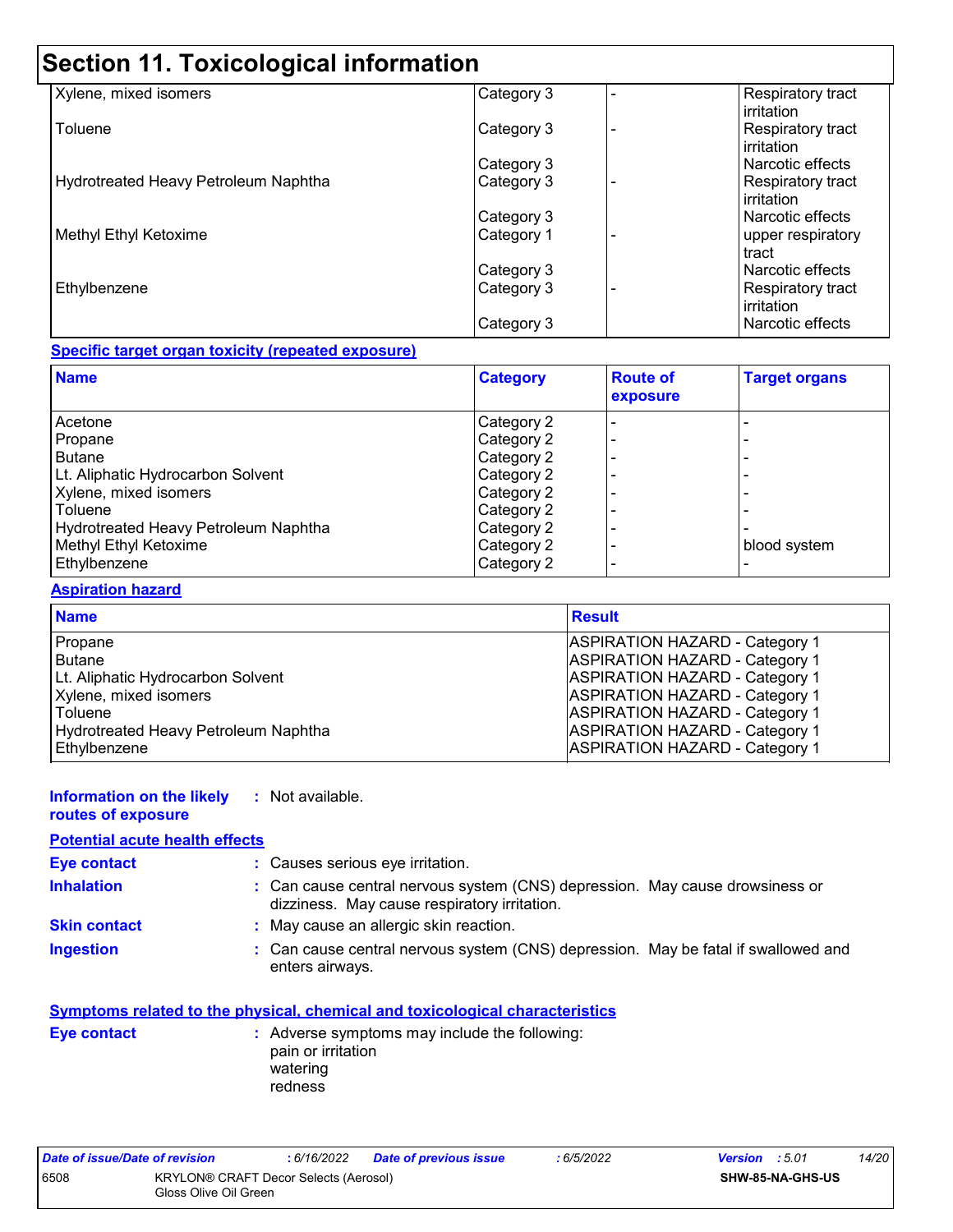# Section 11. Toxicological information

| Name | Category | Route of exposure | Target organs |
| --- | --- | --- | --- |
| Xylene, mixed isomers | Category 3 | - | Respiratory tract irritation |
| Toluene | Category 3 | - | Respiratory tract irritation |
| | Category 3 | | Narcotic effects |
| Hydrotreated Heavy Petroleum Naphtha | Category 3 | - | Respiratory tract irritation |
| | Category 3 | | Narcotic effects |
| Methyl Ethyl Ketoxime | Category 1 | - | upper respiratory tract |
| | Category 3 | | Narcotic effects |
| Ethylbenzene | Category 3 | - | Respiratory tract irritation |
| | Category 3 | | Narcotic effects |

**Specific target organ toxicity (repeated exposure)**

| Name | Category | Route of exposure | Target organs |
| --- | --- | --- | --- |
| Acetone | Category 2 | - | - |
| Propane | Category 2 | - | - |
| Butane | Category 2 | - | - |
| Lt. Aliphatic Hydrocarbon Solvent | Category 2 | - | - |
| Xylene, mixed isomers | Category 2 | - | - |
| Toluene | Category 2 | - | - |
| Hydrotreated Heavy Petroleum Naphtha | Category 2 | - | - |
| Methyl Ethyl Ketoxime | Category 2 | - | blood system |
| Ethylbenzene | Category 2 | - | - |

**Aspiration hazard**

| Name | Result |
| --- | --- |
| Propane | ASPIRATION HAZARD - Category 1 |
| Butane | ASPIRATION HAZARD - Category 1 |
| Lt. Aliphatic Hydrocarbon Solvent | ASPIRATION HAZARD - Category 1 |
| Xylene, mixed isomers | ASPIRATION HAZARD - Category 1 |
| Toluene | ASPIRATION HAZARD - Category 1 |
| Hydrotreated Heavy Petroleum Naphtha | ASPIRATION HAZARD - Category 1 |
| Ethylbenzene | ASPIRATION HAZARD - Category 1 |

**Information on the likely routes of exposure** : Not available.

**Potential acute health effects**

**Eye contact** : Causes serious eye irritation.

**Inhalation** : Can cause central nervous system (CNS) depression. May cause drowsiness or dizziness. May cause respiratory irritation.

**Skin contact** : May cause an allergic skin reaction.

**Ingestion** : Can cause central nervous system (CNS) depression. May be fatal if swallowed and enters airways.

**Symptoms related to the physical, chemical and toxicological characteristics**

**Eye contact** : Adverse symptoms may include the following:
pain or irritation
watering
redness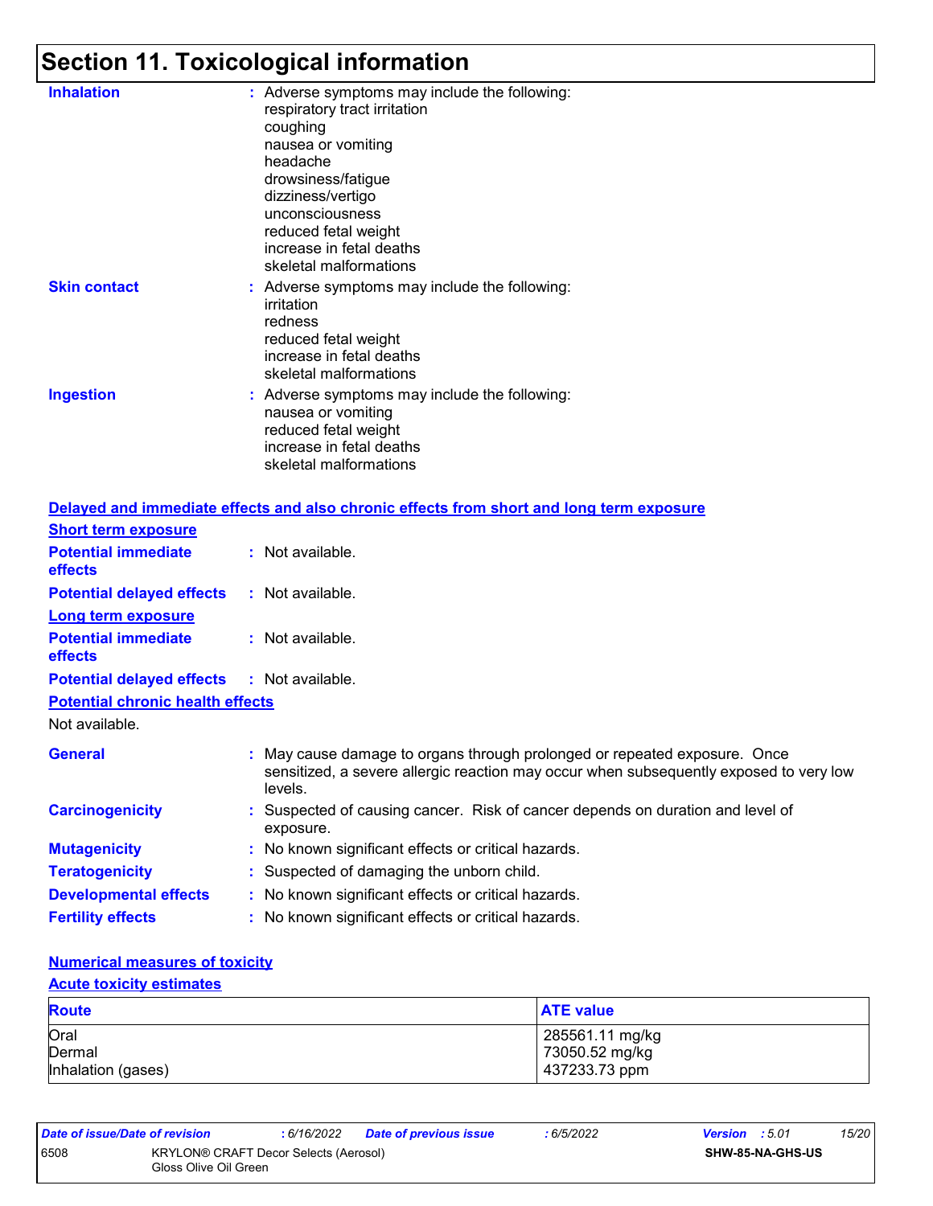# Section 11. Toxicological information

**Inhalation** : Adverse symptoms may include the following:
respiratory tract irritation
coughing
nausea or vomiting
headache
drowsiness/fatigue
dizziness/vertigo
unconsciousness
reduced fetal weight
increase in fetal deaths
skeletal malformations

**Skin contact** : Adverse symptoms may include the following:
irritation
redness
reduced fetal weight
increase in fetal deaths
skeletal malformations

**Ingestion** : Adverse symptoms may include the following:
nausea or vomiting
reduced fetal weight
increase in fetal deaths
skeletal malformations

## Delayed and immediate effects and also chronic effects from short and long term exposure

### Short term exposure

**Potential immediate effects** : Not available.

**Potential delayed effects** : Not available.

### Long term exposure

**Potential immediate effects** : Not available.

**Potential delayed effects** : Not available.

### Potential chronic health effects

Not available.

**General** : May cause damage to organs through prolonged or repeated exposure. Once sensitized, a severe allergic reaction may occur when subsequently exposed to very low levels.

**Carcinogenicity** : Suspected of causing cancer. Risk of cancer depends on duration and level of exposure.

**Mutagenicity** : No known significant effects or critical hazards.

**Teratogenicity** : Suspected of damaging the unborn child.

**Developmental effects** : No known significant effects or critical hazards.

**Fertility effects** : No known significant effects or critical hazards.

## Numerical measures of toxicity

### Acute toxicity estimates

| Route | ATE value |
|---|---|
| Oral | 285561.11 mg/kg |
| Dermal | 73050.52 mg/kg |
| Inhalation (gases) | 437233.73 ppm |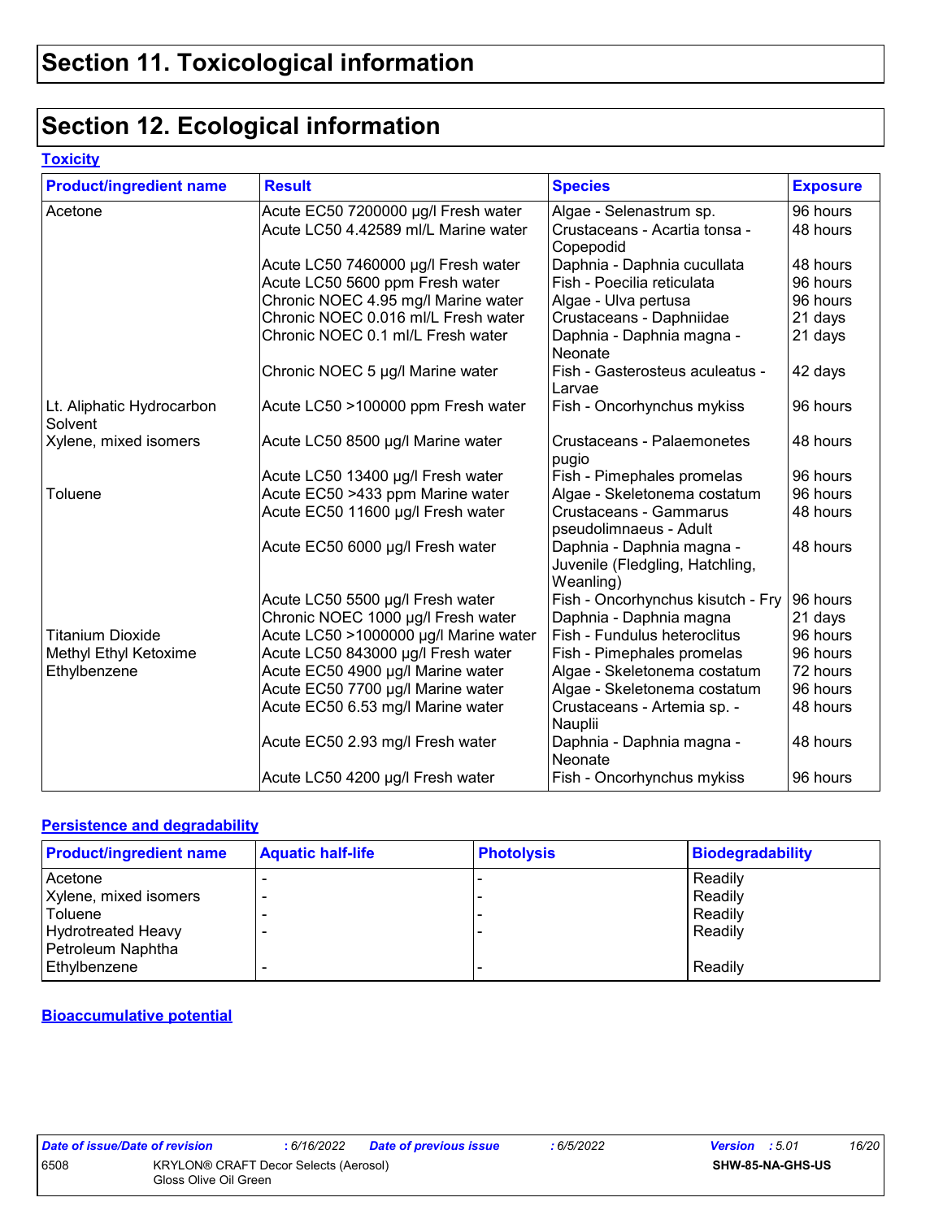# Section 11. Toxicological information

# Section 12. Ecological information

## Toxicity

| Product/ingredient name | Result | Species | Exposure |
| --- | --- | --- | --- |
| Acetone | Acute EC50 7200000 µg/l Fresh water | Algae - Selenastrum sp. | 96 hours |
| | Acute LC50 4.42589 ml/L Marine water | Crustaceans - Acartia tonsa - Copepodid | 48 hours |
| | Acute LC50 7460000 µg/l Fresh water | Daphnia - Daphnia cucullata | 48 hours |
| | Acute LC50 5600 ppm Fresh water | Fish - Poecilia reticulata | 96 hours |
| | Chronic NOEC 4.95 mg/l Marine water | Algae - Ulva pertusa | 96 hours |
| | Chronic NOEC 0.016 ml/L Fresh water | Crustaceans - Daphniidae | 21 days |
| | Chronic NOEC 0.1 ml/L Fresh water | Daphnia - Daphnia magna - Neonate | 21 days |
| | Chronic NOEC 5 µg/l Marine water | Fish - Gasterosteus aculeatus - Larvae | 42 days |
| Lt. Aliphatic Hydrocarbon Solvent | Acute LC50 >100000 ppm Fresh water | Fish - Oncorhynchus mykiss | 96 hours |
| Xylene, mixed isomers | Acute LC50 8500 µg/l Marine water | Crustaceans - Palaemonetes pugio | 48 hours |
| | Acute LC50 13400 µg/l Fresh water | Fish - Pimephales promelas | 96 hours |
| Toluene | Acute EC50 >433 ppm Marine water | Algae - Skeletonema costatum | 96 hours |
| | Acute EC50 11600 µg/l Fresh water | Crustaceans - Gammarus pseudolimnaeus - Adult | 48 hours |
| | Acute EC50 6000 µg/l Fresh water | Daphnia - Daphnia magna - Juvenile (Fledgling, Hatchling, Weanling) | 48 hours |
| | Acute LC50 5500 µg/l Fresh water | Fish - Oncorhynchus kisutch - Fry | 96 hours |
| | Chronic NOEC 1000 µg/l Fresh water | Daphnia - Daphnia magna | 21 days |
| Titanium Dioxide | Acute LC50 >1000000 µg/l Marine water | Fish - Fundulus heteroclitus | 96 hours |
| Methyl Ethyl Ketoxime | Acute LC50 843000 µg/l Fresh water | Fish - Pimephales promelas | 96 hours |
| Ethylbenzene | Acute EC50 4900 µg/l Marine water | Algae - Skeletonema costatum | 72 hours |
| | Acute EC50 7700 µg/l Marine water | Algae - Skeletonema costatum | 96 hours |
| | Acute EC50 6.53 mg/l Marine water | Crustaceans - Artemia sp. - Nauplii | 48 hours |
| | Acute EC50 2.93 mg/l Fresh water | Daphnia - Daphnia magna - Neonate | 48 hours |
| | Acute LC50 4200 µg/l Fresh water | Fish - Oncorhynchus mykiss | 96 hours |

## Persistence and degradability

| Product/ingredient name | Aquatic half-life | Photolysis | Biodegradability |
| --- | --- | --- | --- |
| Acetone | - | - | Readily |
| Xylene, mixed isomers | - | - | Readily |
| Toluene | - | - | Readily |
| Hydrotreated Heavy Petroleum Naphtha | - | - | Readily |
| Ethylbenzene | - | - | Readily |

## Bioaccumulative potential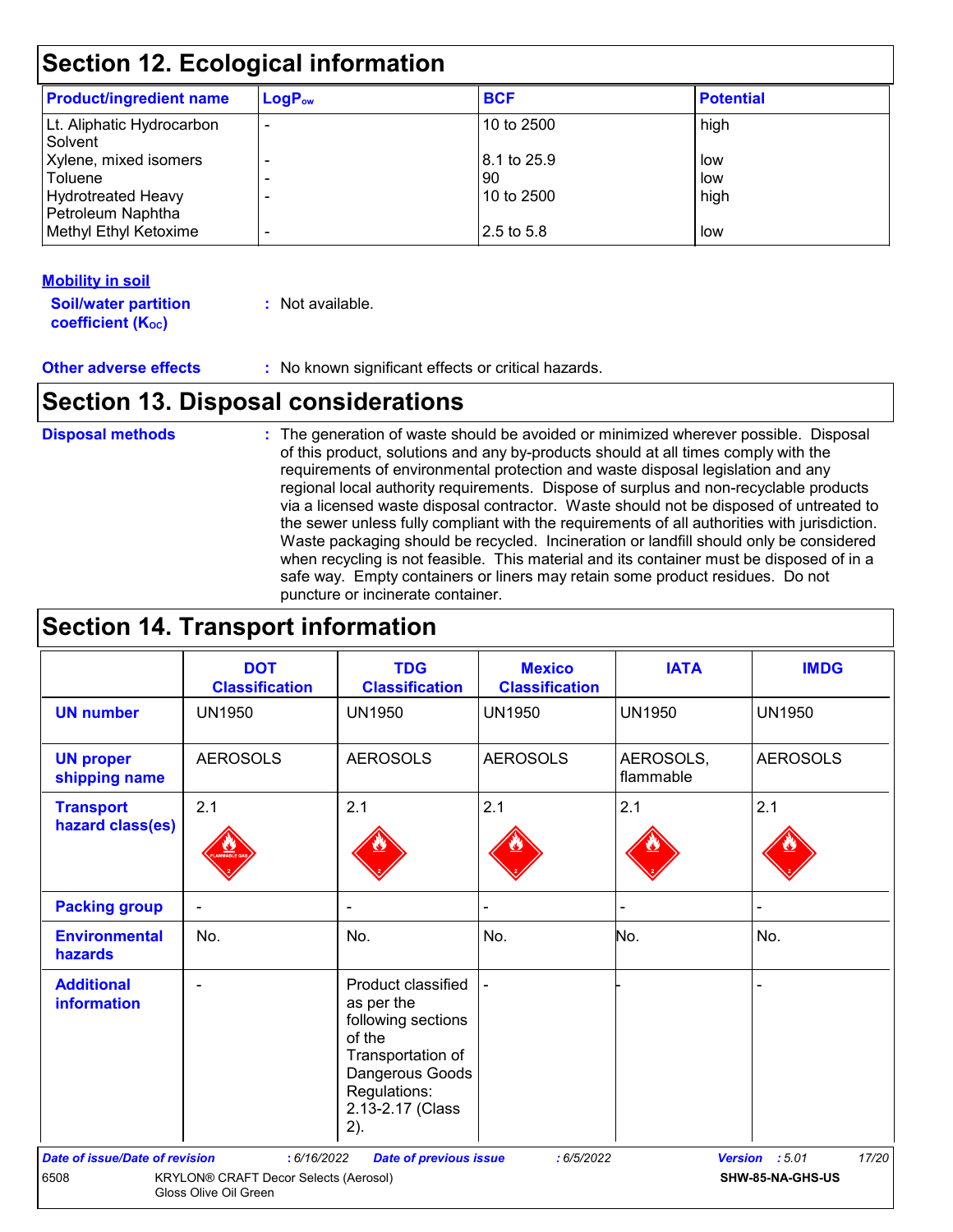## Section 12. Ecological information

| Product/ingredient name | $LogP_{ow}$ | BCF | Potential |
|---|---|---|---|
| Lt. Aliphatic Hydrocarbon Solvent | - | 10 to 2500 | high |
| Xylene, mixed isomers | - | 8.1 to 25.9 | low |
| Toluene | - | 90 | low |
| Hydrotreated Heavy Petroleum Naphtha | - | 10 to 2500 | high |
| Methyl Ethyl Ketoxime | - | 2.5 to 5.8 | low |

**Mobility in soil**

**Soil/water partition coefficient ($K_{OC}$)** : Not available.

**Other adverse effects** : No known significant effects or critical hazards.

## Section 13. Disposal considerations

**Disposal methods** : The generation of waste should be avoided or minimized wherever possible. Disposal of this product, solutions and any by-products should at all times comply with the requirements of environmental protection and waste disposal legislation and any regional local authority requirements. Dispose of surplus and non-recyclable products via a licensed waste disposal contractor. Waste should not be disposed of untreated to the sewer unless fully compliant with the requirements of all authorities with jurisdiction. Waste packaging should be recycled. Incineration or landfill should only be considered when recycling is not feasible. This material and its container must be disposed of in a safe way. Empty containers or liners may retain some product residues. Do not puncture or incinerate container.

## Section 14. Transport information

| | DOT Classification | TDG Classification | Mexico Classification | IATA | IMDG |
|---|---|---|---|---|---|
| UN number | UN1950 | UN1950 | UN1950 | UN1950 | UN1950 |
| UN proper shipping name | AEROSOLS | AEROSOLS | AEROSOLS | AEROSOLS, flammable | AEROSOLS |
| Transport hazard class(es) | 2.1 | 2.1 | 2.1 | 2.1 | 2.1 |
| Packing group | - | - | - | - | - |
| Environmental hazards | No. | No. | No. | No. | No. |
| Additional information | - | Product classified as per the following sections of the Transportation of Dangerous Goods Regulations: 2.13-2.17 (Class 2). | - | - | - |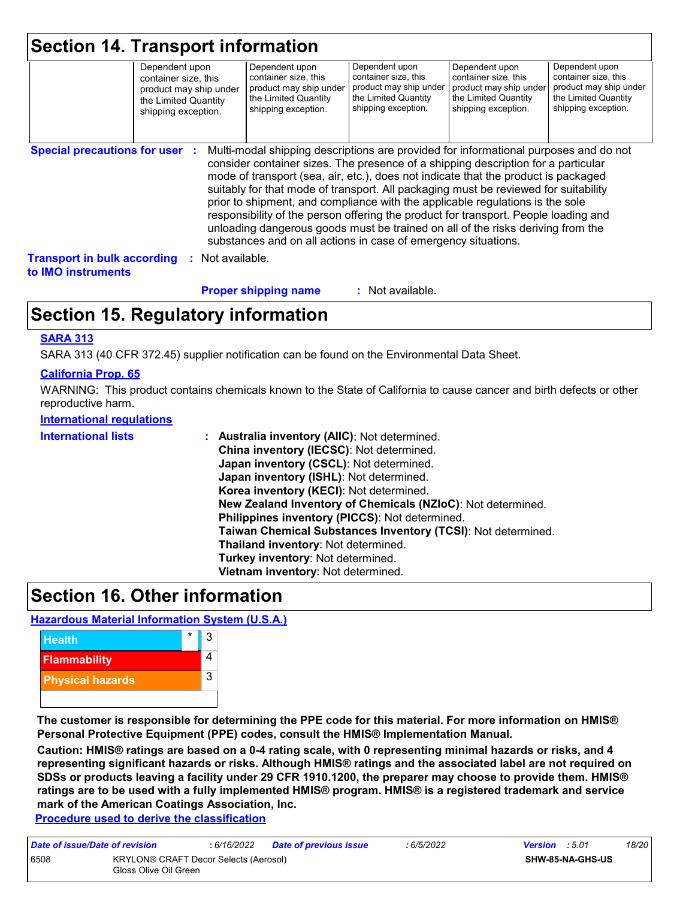## Section 14. Transport information

| | | | | | |
|---|---|---|---|---|---|
| | Dependent upon container size, this product may ship under the Limited Quantity shipping exception. | Dependent upon container size, this product may ship under the Limited Quantity shipping exception. | Dependent upon container size, this product may ship under the Limited Quantity shipping exception. | Dependent upon container size, this product may ship under the Limited Quantity shipping exception. | Dependent upon container size, this product may ship under the Limited Quantity shipping exception. |

**Special precautions for user** : Multi-modal shipping descriptions are provided for informational purposes and do not consider container sizes. The presence of a shipping description for a particular mode of transport (sea, air, etc.), does not indicate that the product is packaged suitably for that mode of transport. All packaging must be reviewed for suitability prior to shipment, and compliance with the applicable regulations is the sole responsibility of the person offering the product for transport. People loading and unloading dangerous goods must be trained on all of the risks deriving from the substances and on all actions in case of emergency situations.

**Transport in bulk according to IMO instruments** : Not available.

**Proper shipping name** : Not available.

## Section 15. Regulatory information

**SARA 313**

SARA 313 (40 CFR 372.45) supplier notification can be found on the Environmental Data Sheet.

**California Prop. 65**

WARNING: This product contains chemicals known to the State of California to cause cancer and birth defects or other reproductive harm.

**International regulations**

**International lists** :
**Australia inventory (AIIC)**: Not determined.
**China inventory (IECSC)**: Not determined.
**Japan inventory (CSCL)**: Not determined.
**Japan inventory (ISHL)**: Not determined.
**Korea inventory (KECI)**: Not determined.
**New Zealand Inventory of Chemicals (NZIoC)**: Not determined.
**Philippines inventory (PICCS)**: Not determined.
**Taiwan Chemical Substances Inventory (TCSI)**: Not determined.
**Thailand inventory**: Not determined.
**Turkey inventory**: Not determined.
**Vietnam inventory**: Not determined.

## Section 16. Other information

**Hazardous Material Information System (U.S.A.)**

| | | |
|---|---|---|
| Health | * | 3 |
| Flammability | | 4 |
| Physical hazards | | 3 |
| | | |

**The customer is responsible for determining the PPE code for this material. For more information on HMIS® Personal Protective Equipment (PPE) codes, consult the HMIS® Implementation Manual.**

**Caution: HMIS® ratings are based on a 0-4 rating scale, with 0 representing minimal hazards or risks, and 4 representing significant hazards or risks. Although HMIS® ratings and the associated label are not required on SDSs or products leaving a facility under 29 CFR 1910.1200, the preparer may choose to provide them. HMIS® ratings are to be used with a fully implemented HMIS® program. HMIS® is a registered trademark and service mark of the American Coatings Association, Inc.**

**Procedure used to derive the classification**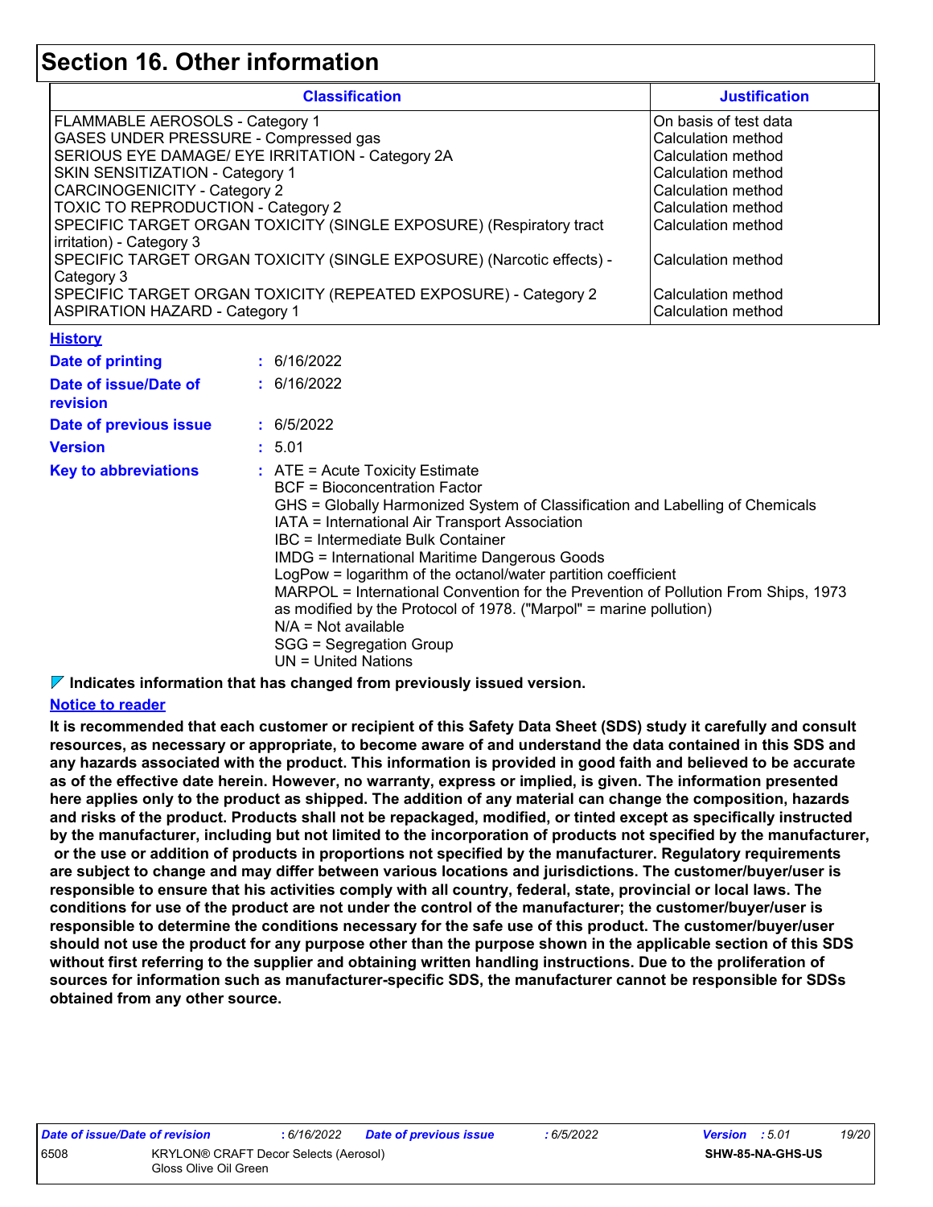# Section 16. Other information

| Classification | Justification |
| --- | --- |
| FLAMMABLE AEROSOLS - Category 1 | On basis of test data |
| GASES UNDER PRESSURE - Compressed gas | Calculation method |
| SERIOUS EYE DAMAGE/ EYE IRRITATION - Category 2A | Calculation method |
| SKIN SENSITIZATION - Category 1 | Calculation method |
| CARCINOGENICITY - Category 2 | Calculation method |
| TOXIC TO REPRODUCTION - Category 2 | Calculation method |
| SPECIFIC TARGET ORGAN TOXICITY (SINGLE EXPOSURE) (Respiratory tract irritation) - Category 3 | Calculation method |
| SPECIFIC TARGET ORGAN TOXICITY (SINGLE EXPOSURE) (Narcotic effects) - Category 3 | Calculation method |
| SPECIFIC TARGET ORGAN TOXICITY (REPEATED EXPOSURE) - Category 2 | Calculation method |
| ASPIRATION HAZARD - Category 1 | Calculation method |

**History**

**Date of printing** : 6/16/2022

**Date of issue/Date of revision** : 6/16/2022

**Date of previous issue** : 6/5/2022

**Version** : 5.01

**Key to abbreviations** :
ATE = Acute Toxicity Estimate
BCF = Bioconcentration Factor
GHS = Globally Harmonized System of Classification and Labelling of Chemicals
IATA = International Air Transport Association
IBC = Intermediate Bulk Container
IMDG = International Maritime Dangerous Goods
LogPow = logarithm of the octanol/water partition coefficient
MARPOL = International Convention for the Prevention of Pollution From Ships, 1973 as modified by the Protocol of 1978. ("Marpol" = marine pollution)
N/A = Not available
SGG = Segregation Group
UN = United Nations

**Indicates information that has changed from previously issued version.**

**Notice to reader**

**It is recommended that each customer or recipient of this Safety Data Sheet (SDS) study it carefully and consult resources, as necessary or appropriate, to become aware of and understand the data contained in this SDS and any hazards associated with the product. This information is provided in good faith and believed to be accurate as of the effective date herein. However, no warranty, express or implied, is given. The information presented here applies only to the product as shipped. The addition of any material can change the composition, hazards and risks of the product. Products shall not be repackaged, modified, or tinted except as specifically instructed by the manufacturer, including but not limited to the incorporation of products not specified by the manufacturer, or the use or addition of products in proportions not specified by the manufacturer. Regulatory requirements are subject to change and may differ between various locations and jurisdictions. The customer/buyer/user is responsible to ensure that his activities comply with all country, federal, state, provincial or local laws. The conditions for use of the product are not under the control of the manufacturer; the customer/buyer/user is responsible to determine the conditions necessary for the safe use of this product. The customer/buyer/user should not use the product for any purpose other than the purpose shown in the applicable section of this SDS without first referring to the supplier and obtaining written handling instructions. Due to the proliferation of sources for information such as manufacturer-specific SDS, the manufacturer cannot be responsible for SDSs obtained from any other source.**